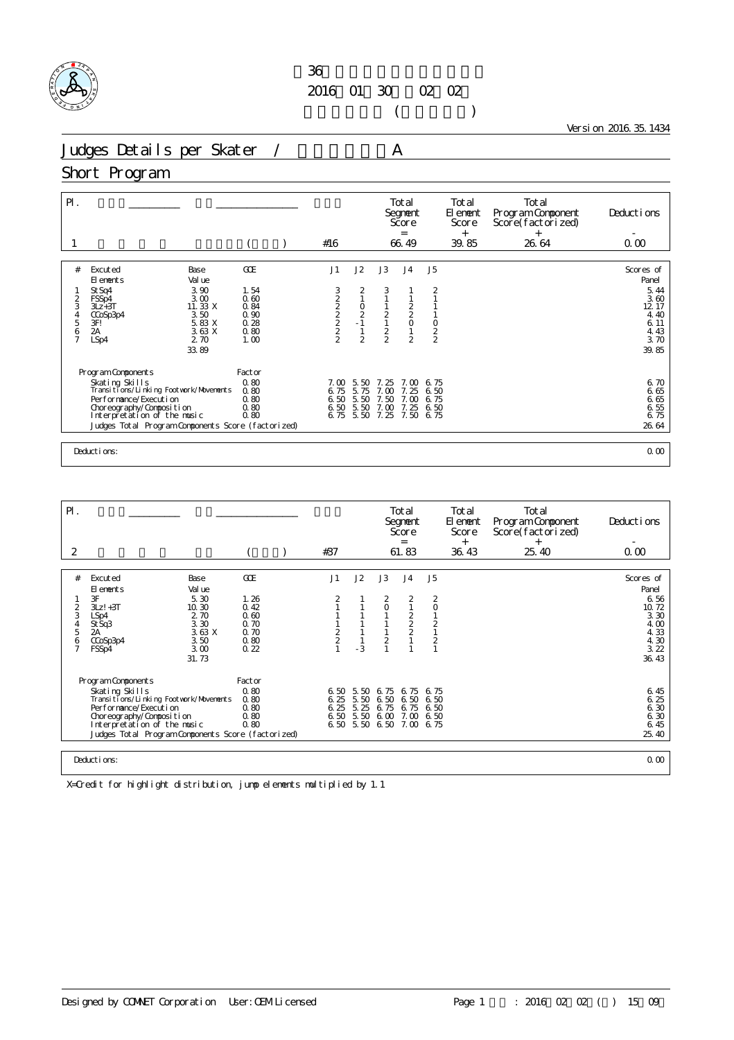# 36

2016 01 30 02 02

( )

Version 2016.35.1434

## Judges Details per Skater / A

## Short Program

| Pl. | | | | Total Segment Score = | Total Element Score + | Total Program Component Score(factorized) + | Deductions - |
|---|---|---|---|---|---|---|---|
| 1 | | ( ) | #16 | 66.49 | 39.85 | 26.64 | 0.00 |

| # | Excuted Elements | Base Value | | GOE | J1 | J2 | J3 | J4 | J5 | Scores of Panel |
|---|---|---|---|---|---|---|---|---|---|---|
| 1 | StSq4 | 3.90 | | 1.54 | 3 | 2 | 3 | 1 | 2 | 5.44 |
| 2 | FSSp4 | 3.00 | | 0.60 | 2 | 1 | 1 | 1 | 1 | 3.60 |
| 3 | 3Lz+3T | 11.33 | X | 0.84 | 2 | 0 | 1 | 2 | 1 | 12.17 |
| 4 | CCoSp3p4 | 3.50 | | 0.90 | 2 | 2 | 2 | 2 | 1 | 4.40 |
| 5 | 3F! | 5.83 | X | 0.28 | 2 | -1 | 1 | 0 | 0 | 6.11 |
| 6 | 2A | 3.63 | X | 0.80 | 2 | 1 | 2 | 1 | 2 | 4.43 |
| 7 | LSp4 | 2.70 | | 1.00 | 2 | 2 | 2 | 2 | 2 | 3.70 |
| | | 33.89 | | | | | | | | 39.85 |

| Program Components | Factor | J1 | J2 | J3 | J4 | J5 | |
|---|---|---|---|---|---|---|---|
| Skating Skills | 0.80 | 7.00 | 5.50 | 7.25 | 7.00 | 6.75 | 6.70 |
| Transitions/Linking Footwork/Movements | 0.80 | 6.75 | 5.75 | 7.00 | 7.25 | 6.50 | 6.65 |
| Performance/Execution | 0.80 | 6.50 | 5.50 | 7.50 | 7.00 | 6.75 | 6.65 |
| Choreography/Composition | 0.80 | 6.50 | 5.50 | 7.00 | 7.25 | 6.50 | 6.55 |
| Interpretation of the music | 0.80 | 6.75 | 5.50 | 7.25 | 7.50 | 6.75 | 6.75 |
| Judges Total Program Components Score (factorized) | | | | | | | 26.64 |

Deductions: 0.00

| Pl. | | | | Total Segment Score = | Total Element Score + | Total Program Component Score(factorized) + | Deductions - |
|---|---|---|---|---|---|---|---|
| 2 | | ( ) | #37 | 61.83 | 36.43 | 25.40 | 0.00 |

| # | Excuted Elements | Base Value | | GOE | J1 | J2 | J3 | J4 | J5 | Scores of Panel |
|---|---|---|---|---|---|---|---|---|---|---|
| 1 | 3F | 5.30 | | 1.26 | 2 | 1 | 2 | 2 | 2 | 6.56 |
| 2 | 3Lz!+3T | 10.30 | | 0.42 | 1 | 1 | 0 | 1 | 0 | 10.72 |
| 3 | LSp4 | 2.70 | | 0.60 | 1 | 1 | 1 | 2 | 1 | 3.30 |
| 4 | StSq3 | 3.30 | | 0.70 | 1 | 1 | 1 | 2 | 2 | 4.00 |
| 5 | 2A | 3.63 | X | 0.70 | 2 | 1 | 1 | 2 | 1 | 4.33 |
| 6 | CCoSp3p4 | 3.50 | | 0.80 | 2 | 1 | 2 | 1 | 2 | 4.30 |
| 7 | FSSp4 | 3.00 | | 0.22 | 1 | -3 | 1 | 1 | 1 | 3.22 |
| | | 31.73 | | | | | | | | 36.43 |

| Program Components | Factor | J1 | J2 | J3 | J4 | J5 | |
|---|---|---|---|---|---|---|---|
| Skating Skills | 0.80 | 6.50 | 5.50 | 6.75 | 6.75 | 6.75 | 6.45 |
| Transitions/Linking Footwork/Movements | 0.80 | 6.25 | 5.50 | 6.50 | 6.50 | 6.50 | 6.25 |
| Performance/Execution | 0.80 | 6.25 | 5.25 | 6.75 | 6.75 | 6.50 | 6.30 |
| Choreography/Composition | 0.80 | 6.50 | 5.50 | 6.00 | 7.00 | 6.50 | 6.30 |
| Interpretation of the music | 0.80 | 6.50 | 5.50 | 6.50 | 7.00 | 6.75 | 6.45 |
| Judges Total Program Components Score (factorized) | | | | | | | 25.40 |

Deductions: 0.00

X=Credit for highlight distribution, jump elements multiplied by 1.1

Designed by COMNET Corporation User:OEM Licensed : 2016 02 02 ( ) 15 09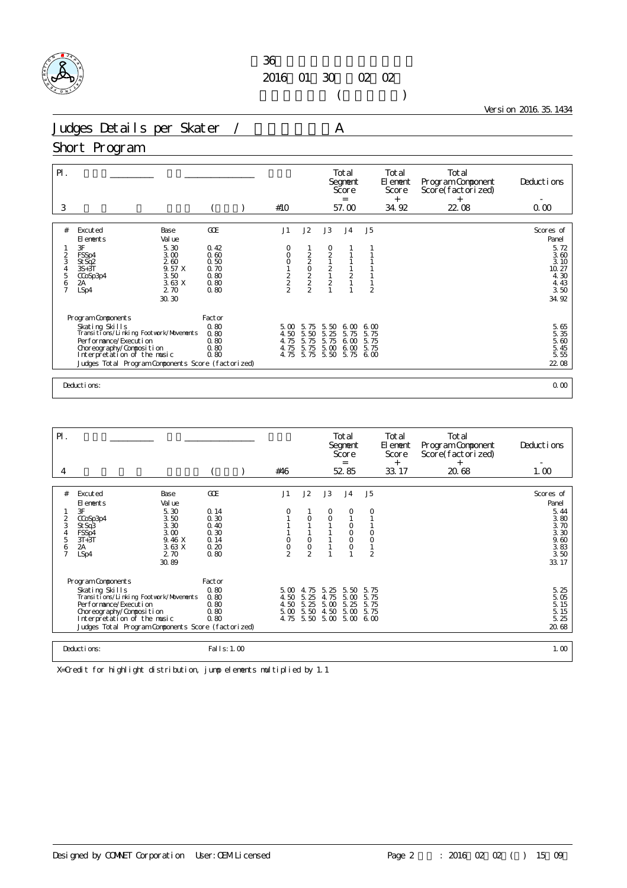36
2016 01 30 02 02
( )

Version 2016.35.1434

# Judges Details per Skater / A

## Short Program

| Pl. | | | | Total Segment Score = | Total Element Score + | Total Program Component Score (factorized) + | Deductions - |
|---|---|---|---|---|---|---|---|
| 3 | | ( ) | #10 | 57.00 | 34.92 | 22.08 | 0.00 |

| # | Executed Elements | Base Value | | GOE | J1 | J2 | J3 | J4 | J5 | Scores of Panel |
|---|---|---|---|---|---|---|---|---|---|---|
| 1 | 3F | 5.30 | | 0.42 | 0 | 1 | 0 | 1 | 1 | 5.72 |
| 2 | FSSp4 | 3.00 | | 0.60 | 0 | 2 | 2 | 1 | 1 | 3.60 |
| 3 | StSq2 | 2.60 | | 0.50 | 0 | 2 | 1 | 1 | 1 | 3.10 |
| 4 | 3S+3T | 9.57 | X | 0.70 | 1 | 0 | 2 | 1 | 1 | 10.27 |
| 5 | CCoSp3p4 | 3.50 | | 0.80 | 2 | 2 | 1 | 2 | 1 | 4.30 |
| 6 | 2A | 3.63 | X | 0.80 | 2 | 2 | 2 | 1 | 1 | 4.43 |
| 7 | LSp4 | 2.70 | | 0.80 | 2 | 2 | 1 | 1 | 2 | 3.50 |
| | | 30.30 | | | | | | | | 34.92 |

| Program Components | Factor | J1 | J2 | J3 | J4 | J5 | |
|---|---|---|---|---|---|---|---|
| Skating Skills | 0.80 | 5.00 | 5.75 | 5.50 | 6.00 | 6.00 | 5.65 |
| Transitions/Linking Footwork/Movements | 0.80 | 4.50 | 5.50 | 5.25 | 5.75 | 5.75 | 5.35 |
| Performance/Execution | 0.80 | 4.75 | 5.75 | 5.75 | 6.00 | 5.75 | 5.60 |
| Choreography/Composition | 0.80 | 4.75 | 5.75 | 5.00 | 6.00 | 5.75 | 5.45 |
| Interpretation of the music | 0.80 | 4.75 | 5.75 | 5.50 | 5.75 | 6.00 | 5.55 |
| Judges Total Program Components Score (factorized) | | | | | | | 22.08 |

Deductions: 0.00

| Pl. | | | | Total Segment Score = | Total Element Score + | Total Program Component Score (factorized) + | Deductions - |
|---|---|---|---|---|---|---|---|
| 4 | | ( ) | #46 | 52.85 | 33.17 | 20.68 | 1.00 |

| # | Executed Elements | Base Value | | GOE | J1 | J2 | J3 | J4 | J5 | Scores of Panel |
|---|---|---|---|---|---|---|---|---|---|---|
| 1 | 3F | 5.30 | | 0.14 | 0 | 1 | 0 | 0 | 0 | 5.44 |
| 2 | CCoSp3p4 | 3.50 | | 0.30 | 1 | 0 | 0 | 1 | 1 | 3.80 |
| 3 | StSq3 | 3.30 | | 0.40 | 1 | 1 | 1 | 0 | 1 | 3.70 |
| 4 | FSSp4 | 3.00 | | 0.30 | 1 | 1 | 1 | 0 | 0 | 3.30 |
| 5 | 3T+3T | 9.46 | X | 0.14 | 0 | 0 | 1 | 0 | 0 | 9.60 |
| 6 | 2A | 3.63 | X | 0.20 | 0 | 0 | 1 | 0 | 1 | 3.83 |
| 7 | LSp4 | 2.70 | | 0.80 | 2 | 2 | 1 | 1 | 2 | 3.50 |
| | | 30.89 | | | | | | | | 33.17 |

| Program Components | Factor | J1 | J2 | J3 | J4 | J5 | |
|---|---|---|---|---|---|---|---|
| Skating Skills | 0.80 | 5.00 | 4.75 | 5.25 | 5.50 | 5.75 | 5.25 |
| Transitions/Linking Footwork/Movements | 0.80 | 4.50 | 5.25 | 4.75 | 5.00 | 5.75 | 5.05 |
| Performance/Execution | 0.80 | 4.50 | 5.25 | 5.00 | 5.25 | 5.75 | 5.15 |
| Choreography/Composition | 0.80 | 5.00 | 5.50 | 4.50 | 5.00 | 5.75 | 5.15 |
| Interpretation of the music | 0.80 | 4.75 | 5.50 | 5.00 | 5.00 | 6.00 | 5.25 |
| Judges Total Program Components Score (factorized) | | | | | | | 20.68 |

Deductions: Falls: 1.00 — 1.00

X=Credit for highlight distribution, jump elements multiplied by 1.1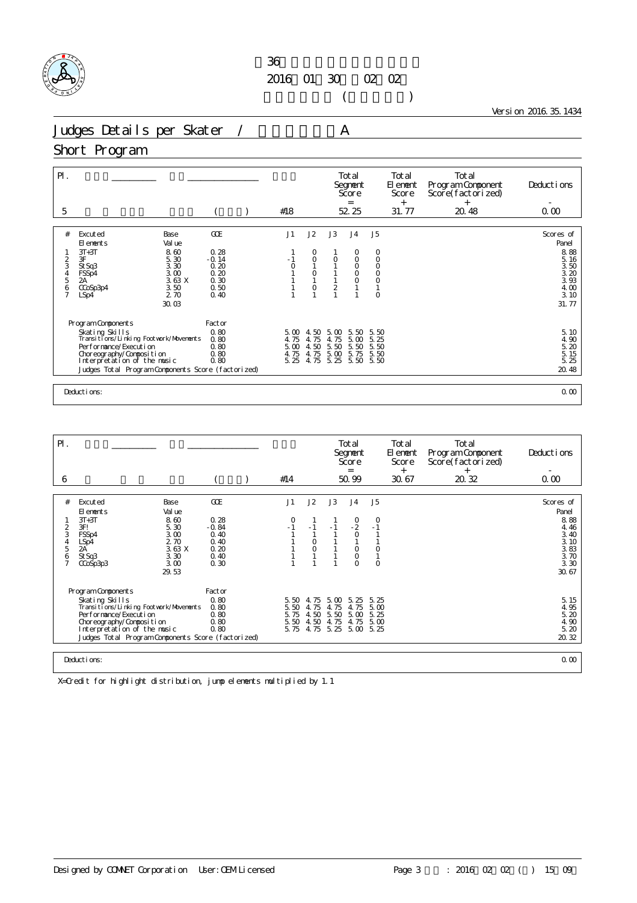第36回 ...
2016年01月30日～02月02日
( )

Version 2016.35.1434

# Judges Details per Skater / ...A

## Short Program

| Pl. | | | | Total Segment Score = | Total Element Score + | Total Program Component Score(factorized) + | Deductions - |
|---|---|---|---|---|---|---|---|
| 5 | | ( ) | #18 | 52.25 | 31.77 | 20.48 | 0.00 |

| # | Excuted Elements | Base Value | GOE | J1 | J2 | J3 | J4 | J5 | Scores of Panel |
|---|---|---|---|---|---|---|---|---|---|
| 1 | 3T+3T | 8.60 | 0.28 | 1 | 0 | 1 | 0 | 0 | 8.88 |
| 2 | 3F | 5.30 | -0.14 | -1 | 0 | 0 | 0 | 0 | 5.16 |
| 3 | StSq3 | 3.30 | 0.20 | 0 | 1 | 1 | 0 | 0 | 3.50 |
| 4 | FSSp4 | 3.00 | 0.20 | 1 | 0 | 1 | 0 | 0 | 3.20 |
| 5 | 2A | 3.63 X | 0.30 | 1 | 1 | 1 | 0 | 0 | 3.93 |
| 6 | CCoSp3p4 | 3.50 | 0.50 | 1 | 0 | 2 | 1 | 1 | 4.00 |
| 7 | LSp4 | 2.70 | 0.40 | 1 | 1 | 1 | 1 | 0 | 3.10 |
| | | 30.03 | | | | | | | 31.77 |

| Program Components | Factor | J1 | J2 | J3 | J4 | J5 | |
|---|---|---|---|---|---|---|---|
| Skating Skills | 0.80 | 5.00 | 4.50 | 5.00 | 5.50 | 5.50 | 5.10 |
| Transitions/Linking Footwork/Movements | 0.80 | 4.75 | 4.75 | 4.75 | 5.00 | 5.25 | 4.90 |
| Performance/Execution | 0.80 | 5.00 | 4.50 | 5.50 | 5.50 | 5.50 | 5.20 |
| Choreography/Composition | 0.80 | 4.75 | 4.75 | 5.00 | 5.75 | 5.50 | 5.15 |
| Interpretation of the music | 0.80 | 5.25 | 4.75 | 5.25 | 5.50 | 5.50 | 5.25 |
| Judges Total Program Components Score (factorized) | | | | | | | 20.48 |

Deductions: 0.00

| Pl. | | | | Total Segment Score = | Total Element Score + | Total Program Component Score(factorized) + | Deductions - |
|---|---|---|---|---|---|---|---|
| 6 | | ( ) | #14 | 50.99 | 30.67 | 20.32 | 0.00 |

| # | Excuted Elements | Base Value | GOE | J1 | J2 | J3 | J4 | J5 | Scores of Panel |
|---|---|---|---|---|---|---|---|---|---|
| 1 | 3T+3T | 8.60 | 0.28 | 0 | 1 | 1 | 0 | 0 | 8.88 |
| 2 | 3F! | 5.30 | -0.84 | -1 | -1 | -1 | -2 | -1 | 4.46 |
| 3 | FSSp4 | 3.00 | 0.40 | 1 | 1 | 1 | 0 | 1 | 3.40 |
| 4 | LSp4 | 2.70 | 0.40 | 1 | 0 | 1 | 1 | 1 | 3.10 |
| 5 | 2A | 3.63 X | 0.20 | 1 | 0 | 1 | 0 | 0 | 3.83 |
| 6 | StSq3 | 3.30 | 0.40 | 1 | 1 | 1 | 0 | 1 | 3.70 |
| 7 | CCoSp3p3 | 3.00 | 0.30 | 1 | 1 | 1 | 0 | 0 | 3.30 |
| | | 29.53 | | | | | | | 30.67 |

| Program Components | Factor | J1 | J2 | J3 | J4 | J5 | |
|---|---|---|---|---|---|---|---|
| Skating Skills | 0.80 | 5.50 | 4.75 | 5.00 | 5.25 | 5.25 | 5.15 |
| Transitions/Linking Footwork/Movements | 0.80 | 5.50 | 4.75 | 4.75 | 4.75 | 5.00 | 4.95 |
| Performance/Execution | 0.80 | 5.75 | 4.50 | 5.50 | 5.00 | 5.25 | 5.20 |
| Choreography/Composition | 0.80 | 5.50 | 4.50 | 4.75 | 4.75 | 5.00 | 4.90 |
| Interpretation of the music | 0.80 | 5.75 | 4.75 | 5.25 | 5.00 | 5.25 | 5.20 |
| Judges Total Program Components Score (factorized) | | | | | | | 20.32 |

Deductions: 0.00

X=Credit for highlight distribution, jump elements multiplied by 1.1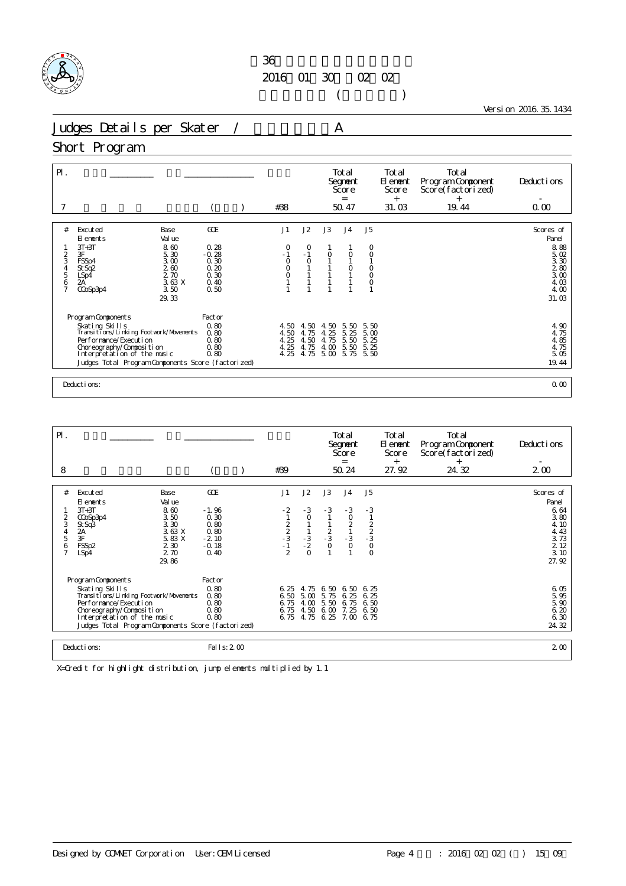第36回 ...

2016年01月30日～02月02日

( )

Version 2016.35.1434

# Judges Details per Skater / A

## Short Program

| Pl. | | | | Total Segment Score = | Total Element Score + | Total Program Component Score(factorized) + | Deductions - |
|---|---|---|---|---|---|---|---|
| 7 | | ( ) | #38 | 50.47 | 31.03 | 19.44 | 0.00 |

| # | Excuted Elements | Base Value | GOE | J1 | J2 | J3 | J4 | J5 | Scores of Panel |
|---|---|---|---|---|---|---|---|---|---|
| 1 | 3T+3T | 8.60 | 0.28 | 0 | 0 | 1 | 1 | 0 | 8.88 |
| 2 | 3F | 5.30 | -0.28 | -1 | -1 | 0 | 0 | 0 | 5.02 |
| 3 | FSSp4 | 3.00 | 0.30 | 0 | 0 | 1 | 1 | 1 | 3.30 |
| 4 | StSq2 | 2.60 | 0.20 | 0 | 1 | 1 | 0 | 0 | 2.80 |
| 5 | LSp4 | 2.70 | 0.30 | 0 | 1 | 1 | 1 | 0 | 3.00 |
| 6 | 2A | 3.63 X | 0.40 | 1 | 1 | 1 | 1 | 0 | 4.03 |
| 7 | CCoSp3p4 | 3.50 | 0.50 | 1 | 1 | 1 | 1 | 1 | 4.00 |
| | | 29.33 | | | | | | | 31.03 |

| Program Components | Factor | J1 | J2 | J3 | J4 | J5 | |
|---|---|---|---|---|---|---|---|
| Skating Skills | 0.80 | 4.50 | 4.50 | 4.50 | 5.50 | 5.50 | 4.90 |
| Transitions/Linking Footwork/Movements | 0.80 | 4.50 | 4.75 | 4.25 | 5.25 | 5.00 | 4.75 |
| Performance/Execution | 0.80 | 4.25 | 4.50 | 4.75 | 5.50 | 5.25 | 4.85 |
| Choreography/Composition | 0.80 | 4.25 | 4.75 | 4.00 | 5.50 | 5.25 | 4.75 |
| Interpretation of the music | 0.80 | 4.25 | 4.75 | 5.00 | 5.75 | 5.50 | 5.05 |
| Judges Total Program Components Score (factorized) | | | | | | | 19.44 |

Deductions: 0.00

| Pl. | | | | Total Segment Score = | Total Element Score + | Total Program Component Score(factorized) + | Deductions - |
|---|---|---|---|---|---|---|---|
| 8 | | ( ) | #39 | 50.24 | 27.92 | 24.32 | 2.00 |

| # | Excuted Elements | Base Value | GOE | J1 | J2 | J3 | J4 | J5 | Scores of Panel |
|---|---|---|---|---|---|---|---|---|---|
| 1 | 3T+3T | 8.60 | -1.96 | -2 | -3 | -3 | -3 | -3 | 6.64 |
| 2 | CCoSp3p4 | 3.50 | 0.30 | 1 | 0 | 1 | 0 | 1 | 3.80 |
| 3 | StSq3 | 3.30 | 0.80 | 2 | 1 | 1 | 2 | 2 | 4.10 |
| 4 | 2A | 3.63 X | 0.80 | 2 | 1 | 2 | 1 | 2 | 4.43 |
| 5 | 3F | 5.83 X | -2.10 | -3 | -3 | -3 | -3 | -3 | 3.73 |
| 6 | FSSp2 | 2.30 | -0.18 | -1 | -2 | 0 | 0 | 0 | 2.12 |
| 7 | LSp4 | 2.70 | 0.40 | 2 | 0 | 1 | 1 | 0 | 3.10 |
| | | 29.86 | | | | | | | 27.92 |

| Program Components | Factor | J1 | J2 | J3 | J4 | J5 | |
|---|---|---|---|---|---|---|---|
| Skating Skills | 0.80 | 6.25 | 4.75 | 6.50 | 6.50 | 6.25 | 6.05 |
| Transitions/Linking Footwork/Movements | 0.80 | 6.50 | 5.00 | 5.75 | 6.25 | 6.25 | 5.95 |
| Performance/Execution | 0.80 | 6.75 | 4.00 | 5.50 | 6.75 | 6.50 | 5.90 |
| Choreography/Composition | 0.80 | 6.75 | 4.50 | 6.00 | 7.25 | 6.50 | 6.20 |
| Interpretation of the music | 0.80 | 6.75 | 4.75 | 6.25 | 7.00 | 6.75 | 6.30 |
| Judges Total Program Components Score (factorized) | | | | | | | 24.32 |

Deductions: Falls: 2.00 — 2.00

X=Credit for highlight distribution, jump elements multiplied by 1.1

Designed by COMNET Corporation User: OEM Licensed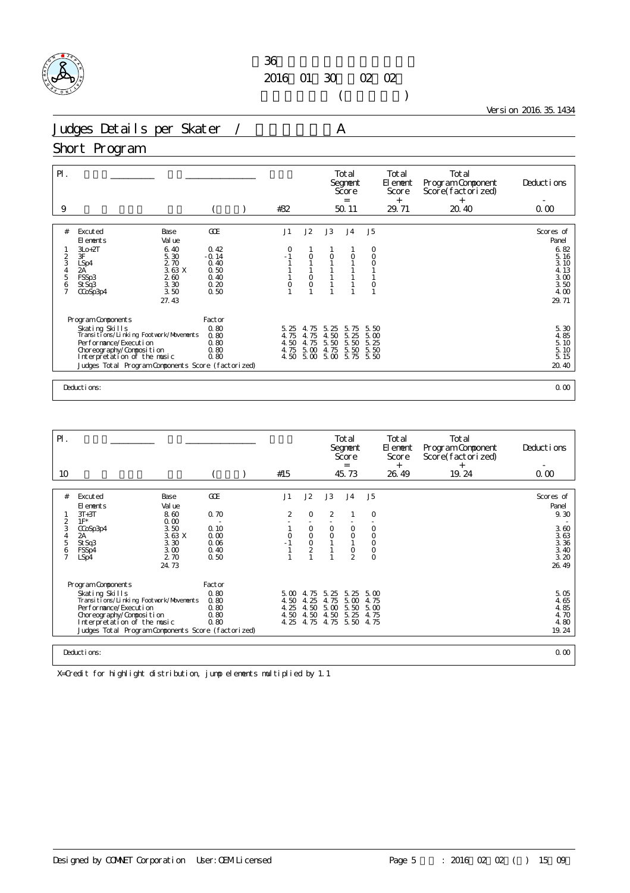第36回

2016年01月30日～02月02日

Version 2016.35.1434

# Judges Details per Skater / A

## Short Program

| Pl. | | | | | Total Segment Score = | Total Element Score + | Total Program Component Score(factorized) + | Deductions - |
|---|---|---|---|---|---|---|---|---|
| 9 | | | ( ) | #32 | 50.11 | 29.71 | 20.40 | 0.00 |

| # | Excuted Elements | Base Value | GOE | J1 | J2 | J3 | J4 | J5 | Scores of Panel |
|---|---|---|---|---|---|---|---|---|---|
| 1 | 3Lo+2T | 6.40 | 0.42 | 0 | 1 | 1 | 1 | 0 | 6.82 |
| 2 | 3F | 5.30 | -0.14 | -1 | 0 | 0 | 0 | 0 | 5.16 |
| 3 | LSp4 | 2.70 | 0.40 | 1 | 1 | 1 | 1 | 0 | 3.10 |
| 4 | 2A | 3.63 X | 0.50 | 1 | 1 | 1 | 1 | 1 | 4.13 |
| 5 | FSSp3 | 2.60 | 0.40 | 1 | 0 | 1 | 1 | 1 | 3.00 |
| 6 | StSq3 | 3.30 | 0.20 | 0 | 0 | 1 | 1 | 0 | 3.50 |
| 7 | CCoSp3p4 | 3.50 | 0.50 | 1 | 1 | 1 | 1 | 1 | 4.00 |
| | | 27.43 | | | | | | | 29.71 |

| Program Components | Factor | J1 | J2 | J3 | J4 | J5 | |
|---|---|---|---|---|---|---|---|
| Skating Skills | 0.80 | 5.25 | 4.75 | 5.25 | 5.75 | 5.50 | 5.30 |
| Transitions/Linking Footwork/Movements | 0.80 | 4.75 | 4.75 | 4.50 | 5.25 | 5.00 | 4.85 |
| Performance/Execution | 0.80 | 4.50 | 4.75 | 5.50 | 5.50 | 5.25 | 5.10 |
| Choreography/Composition | 0.80 | 4.75 | 5.00 | 4.75 | 5.50 | 5.50 | 5.10 |
| Interpretation of the music | 0.80 | 4.50 | 5.00 | 5.00 | 5.75 | 5.50 | 5.15 |
| Judges Total Program Components Score (factorized) | | | | | | | 20.40 |

Deductions: 0.00

| Pl. | | | | | Total Segment Score = | Total Element Score + | Total Program Component Score(factorized) + | Deductions - |
|---|---|---|---|---|---|---|---|---|
| 10 | | | ( ) | #15 | 45.73 | 26.49 | 19.24 | 0.00 |

| # | Excuted Elements | Base Value | GOE | J1 | J2 | J3 | J4 | J5 | Scores of Panel |
|---|---|---|---|---|---|---|---|---|---|
| 1 | 3T+3T | 8.60 | 0.70 | 2 | 0 | 2 | 1 | 0 | 9.30 |
| 2 | 1F* | 0.00 | - | - | - | - | - | - | - |
| 3 | CCoSp3p4 | 3.50 | 0.10 | 1 | 0 | 0 | 0 | 0 | 3.60 |
| 4 | 2A | 3.63 X | 0.00 | 0 | 0 | 0 | 0 | 0 | 3.63 |
| 5 | StSq3 | 3.30 | 0.06 | -1 | 0 | 1 | 1 | 0 | 3.36 |
| 6 | FSSp4 | 3.00 | 0.40 | 1 | 2 | 1 | 0 | 0 | 3.40 |
| 7 | LSp4 | 2.70 | 0.50 | 1 | 1 | 1 | 2 | 0 | 3.20 |
| | | 24.73 | | | | | | | 26.49 |

| Program Components | Factor | J1 | J2 | J3 | J4 | J5 | |
|---|---|---|---|---|---|---|---|
| Skating Skills | 0.80 | 5.00 | 4.75 | 5.25 | 5.25 | 5.00 | 5.05 |
| Transitions/Linking Footwork/Movements | 0.80 | 4.50 | 4.25 | 4.75 | 5.00 | 4.75 | 4.65 |
| Performance/Execution | 0.80 | 4.25 | 4.50 | 5.00 | 5.50 | 5.00 | 4.85 |
| Choreography/Composition | 0.80 | 4.50 | 4.50 | 4.50 | 5.25 | 4.75 | 4.70 |
| Interpretation of the music | 0.80 | 4.25 | 4.75 | 4.75 | 5.50 | 4.75 | 4.80 |
| Judges Total Program Components Score (factorized) | | | | | | | 19.24 |

Deductions: 0.00

X=Credit for highlight distribution, jump elements multiplied by 1.1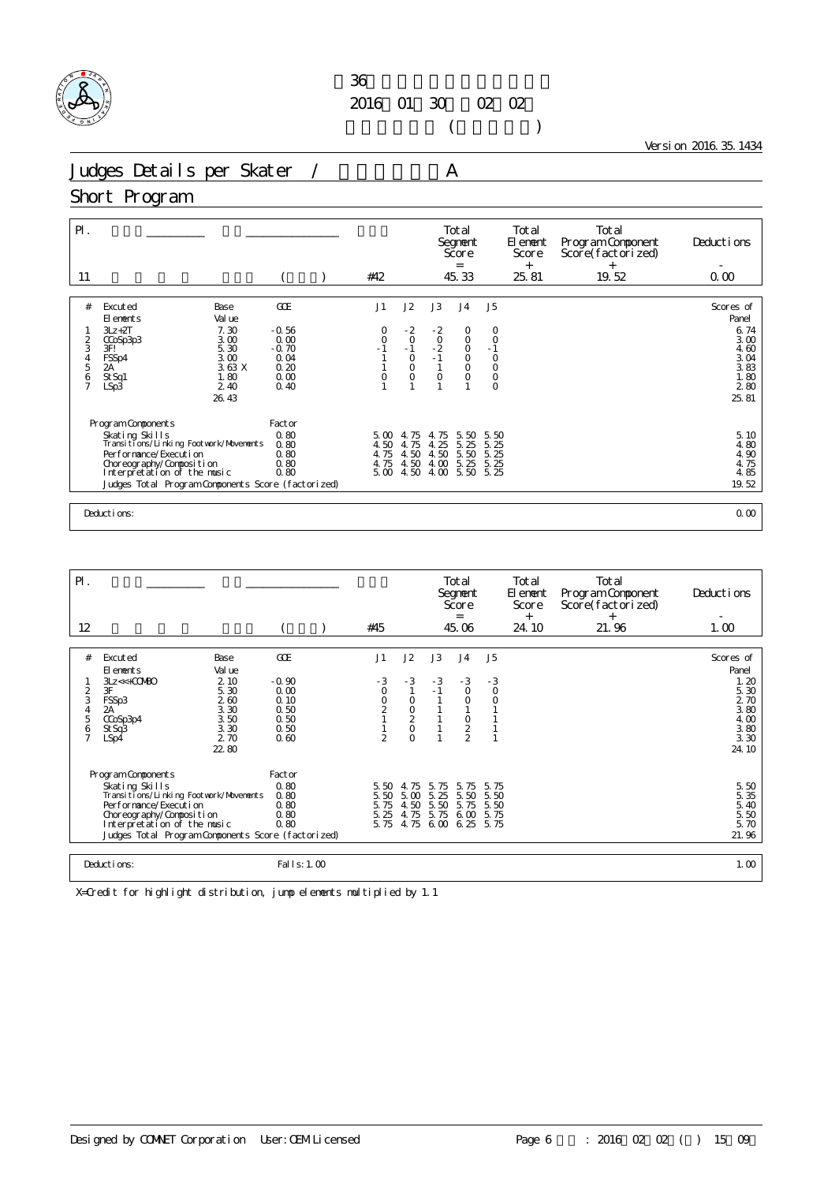36

2016 01 30 02 02

( )

Version 2016.35.1434

# Judges Details per Skater / A

## Short Program

| Pl. | | | | Total Segment Score = | Total Element Score + | Total Program Component Score(factorized) + | Deductions - |
|---|---|---|---|---|---|---|---|
| 11 | | ( ) | #42 | 45.33 | 25.81 | 19.52 | 0.00 |

| # | Excuted Elements | Base Value | GOE | J1 | J2 | J3 | J4 | J5 | Scores of Panel |
|---|---|---|---|---|---|---|---|---|---|
| 1 | 3Lz+2T | 7.30 | -0.56 | 0 | -2 | -2 | 0 | 0 | 6.74 |
| 2 | CCoSp3p3 | 3.00 | 0.00 | 0 | 0 | 0 | 0 | 0 | 3.00 |
| 3 | 3F! | 5.30 | -0.70 | -1 | -1 | -2 | 0 | -1 | 4.60 |
| 4 | FSSp4 | 3.00 | 0.04 | 1 | 0 | -1 | 0 | 0 | 3.04 |
| 5 | 2A | 3.63 X | 0.20 | 1 | 0 | 1 | 0 | 0 | 3.83 |
| 6 | StSq1 | 1.80 | 0.00 | 0 | 0 | 0 | 0 | 0 | 1.80 |
| 7 | LSp3 | 2.40 | 0.40 | 1 | 1 | 1 | 1 | 0 | 2.80 |
| | | 26.43 | | | | | | | 25.81 |

| Program Components | Factor | J1 | J2 | J3 | J4 | J5 | |
|---|---|---|---|---|---|---|---|
| Skating Skills | 0.80 | 5.00 | 4.75 | 4.75 | 5.50 | 5.50 | 5.10 |
| Transitions/Linking Footwork/Movements | 0.80 | 4.50 | 4.75 | 4.25 | 5.25 | 5.25 | 4.80 |
| Performance/Execution | 0.80 | 4.75 | 4.50 | 4.50 | 5.50 | 5.25 | 4.90 |
| Choreography/Composition | 0.80 | 4.75 | 4.50 | 4.00 | 5.25 | 5.25 | 4.75 |
| Interpretation of the music | 0.80 | 5.00 | 4.50 | 4.00 | 5.50 | 5.25 | 4.85 |
| Judges Total Program Components Score (factorized) | | | | | | | 19.52 |

Deductions: 0.00

| Pl. | | | | Total Segment Score = | Total Element Score + | Total Program Component Score(factorized) + | Deductions - |
|---|---|---|---|---|---|---|---|
| 12 | | ( ) | #45 | 45.06 | 24.10 | 21.96 | 1.00 |

| # | Excuted Elements | Base Value | GOE | J1 | J2 | J3 | J4 | J5 | Scores of Panel |
|---|---|---|---|---|---|---|---|---|---|
| 1 | 3Lz<<+COMBO | 2.10 | -0.90 | -3 | -3 | -3 | -3 | -3 | 1.20 |
| 2 | 3F | 5.30 | 0.00 | 0 | 1 | -1 | 0 | 0 | 5.30 |
| 3 | FSSp3 | 2.60 | 0.10 | 0 | 0 | 1 | 0 | 0 | 2.70 |
| 4 | 2A | 3.30 | 0.50 | 2 | 0 | 1 | 1 | 1 | 3.80 |
| 5 | CCoSp3p4 | 3.50 | 0.50 | 1 | 2 | 1 | 0 | 1 | 4.00 |
| 6 | StSq3 | 3.30 | 0.50 | 1 | 0 | 1 | 2 | 1 | 3.80 |
| 7 | LSp4 | 2.70 | 0.60 | 2 | 0 | 1 | 2 | 1 | 3.30 |
| | | 22.80 | | | | | | | 24.10 |

| Program Components | Factor | J1 | J2 | J3 | J4 | J5 | |
|---|---|---|---|---|---|---|---|
| Skating Skills | 0.80 | 5.50 | 4.75 | 5.75 | 5.75 | 5.75 | 5.50 |
| Transitions/Linking Footwork/Movements | 0.80 | 5.50 | 5.00 | 5.25 | 5.50 | 5.50 | 5.35 |
| Performance/Execution | 0.80 | 5.75 | 4.50 | 5.50 | 5.75 | 5.50 | 5.40 |
| Choreography/Composition | 0.80 | 5.25 | 4.75 | 5.75 | 6.00 | 5.75 | 5.50 |
| Interpretation of the music | 0.80 | 5.75 | 4.75 | 6.00 | 6.25 | 5.75 | 5.70 |
| Judges Total Program Components Score (factorized) | | | | | | | 21.96 |

Deductions: Falls: 1.00 — 1.00

X=Credit for highlight distribution, jump elements multiplied by 1.1

Designed by COMNET Corporation User: OEM Licensed Page 6 : 2016 02 02 ( ) 15 09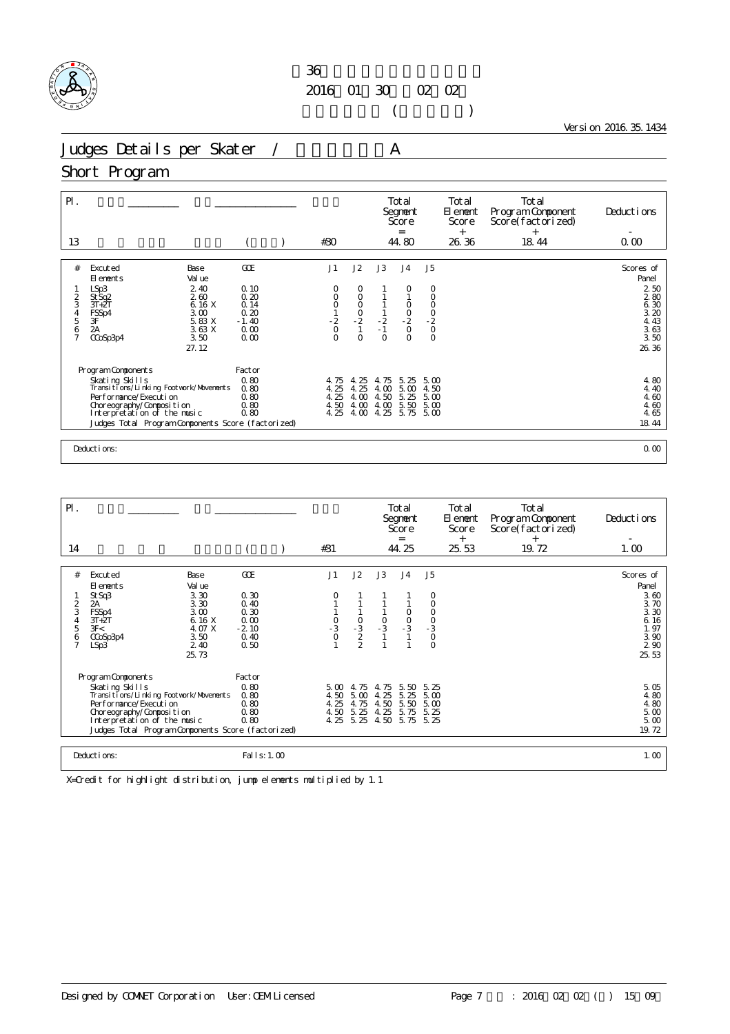# 36
2016 01 30 02 02
( )

Version 2016.35.1434

## Judges Details per Skater / A

## Short Program

| Pl. | | | | Total Segment Score = | Total Element Score + | Total Program Component Score(factorized) + | Deductions - |
|---|---|---|---|---|---|---|---|
| 13 | | ( ) | #30 | 44.80 | 26.36 | 18.44 | 0.00 |

| # | Excuted Elements | Base Value | GOE | J1 | J2 | J3 | J4 | J5 | Scores of Panel |
|---|---|---|---|---|---|---|---|---|---|
| 1 | LSp3 | 2.40 | 0.10 | 0 | 0 | 1 | 0 | 0 | 2.50 |
| 2 | StSq2 | 2.60 | 0.20 | 0 | 0 | 1 | 1 | 0 | 2.80 |
| 3 | 3T+2T | 6.16 X | 0.14 | 0 | 0 | 1 | 0 | 0 | 6.30 |
| 4 | FSSp4 | 3.00 | 0.20 | 1 | 0 | 1 | 0 | 0 | 3.20 |
| 5 | 3F | 5.83 X | -1.40 | -2 | -2 | -2 | -2 | -2 | 4.43 |
| 6 | 2A | 3.63 X | 0.00 | 0 | 1 | -1 | 0 | 0 | 3.63 |
| 7 | CCoSp3p4 | 3.50 | 0.00 | 0 | 0 | 0 | 0 | 0 | 3.50 |
| | | 27.12 | | | | | | | 26.36 |

| Program Components | Factor | J1 | J2 | J3 | J4 | J5 | |
|---|---|---|---|---|---|---|---|
| Skating Skills | 0.80 | 4.75 | 4.25 | 4.75 | 5.25 | 5.00 | 4.80 |
| Transitions/Linking Footwork/Movements | 0.80 | 4.25 | 4.25 | 4.00 | 5.00 | 4.50 | 4.40 |
| Performance/Execution | 0.80 | 4.25 | 4.00 | 4.50 | 5.25 | 5.00 | 4.60 |
| Choreography/Composition | 0.80 | 4.50 | 4.00 | 4.00 | 5.50 | 5.00 | 4.60 |
| Interpretation of the music | 0.80 | 4.25 | 4.00 | 4.25 | 5.75 | 5.00 | 4.65 |
| Judges Total Program Components Score (factorized) | | | | | | | 18.44 |

Deductions: 0.00

| Pl. | | | | Total Segment Score = | Total Element Score + | Total Program Component Score(factorized) + | Deductions - |
|---|---|---|---|---|---|---|---|
| 14 | | ( ) | #31 | 44.25 | 25.53 | 19.72 | 1.00 |

| # | Excuted Elements | Base Value | GOE | J1 | J2 | J3 | J4 | J5 | Scores of Panel |
|---|---|---|---|---|---|---|---|---|---|
| 1 | StSq3 | 3.30 | 0.30 | 0 | 1 | 1 | 1 | 0 | 3.60 |
| 2 | 2A | 3.30 | 0.40 | 1 | 1 | 1 | 1 | 0 | 3.70 |
| 3 | FSSp4 | 3.00 | 0.30 | 1 | 1 | 1 | 0 | 0 | 3.30 |
| 4 | 3T+2T | 6.16 X | 0.00 | 0 | 0 | 0 | 0 | 0 | 6.16 |
| 5 | 3F< | 4.07 X | -2.10 | -3 | -3 | -3 | -3 | -3 | 1.97 |
| 6 | CCoSp3p4 | 3.50 | 0.40 | 0 | 2 | 1 | 1 | 0 | 3.90 |
| 7 | LSp3 | 2.40 | 0.50 | 1 | 2 | 1 | 1 | 0 | 2.90 |
| | | 25.73 | | | | | | | 25.53 |

| Program Components | Factor | J1 | J2 | J3 | J4 | J5 | |
|---|---|---|---|---|---|---|---|
| Skating Skills | 0.80 | 5.00 | 4.75 | 4.75 | 5.50 | 5.25 | 5.05 |
| Transitions/Linking Footwork/Movements | 0.80 | 4.50 | 5.00 | 4.25 | 5.25 | 5.00 | 4.80 |
| Performance/Execution | 0.80 | 4.25 | 4.75 | 4.50 | 5.50 | 5.00 | 4.80 |
| Choreography/Composition | 0.80 | 4.50 | 5.25 | 4.25 | 5.75 | 5.25 | 5.00 |
| Interpretation of the music | 0.80 | 4.25 | 5.25 | 4.50 | 5.75 | 5.25 | 5.00 |
| Judges Total Program Components Score (factorized) | | | | | | | 19.72 |

Deductions: Falls: 1.00 — 1.00

X=Credit for highlight distribution, jump elements multiplied by 1.1

Designed by COMNET Corporation User: OEM Licensed : 2016 02 02 ( ) 15 09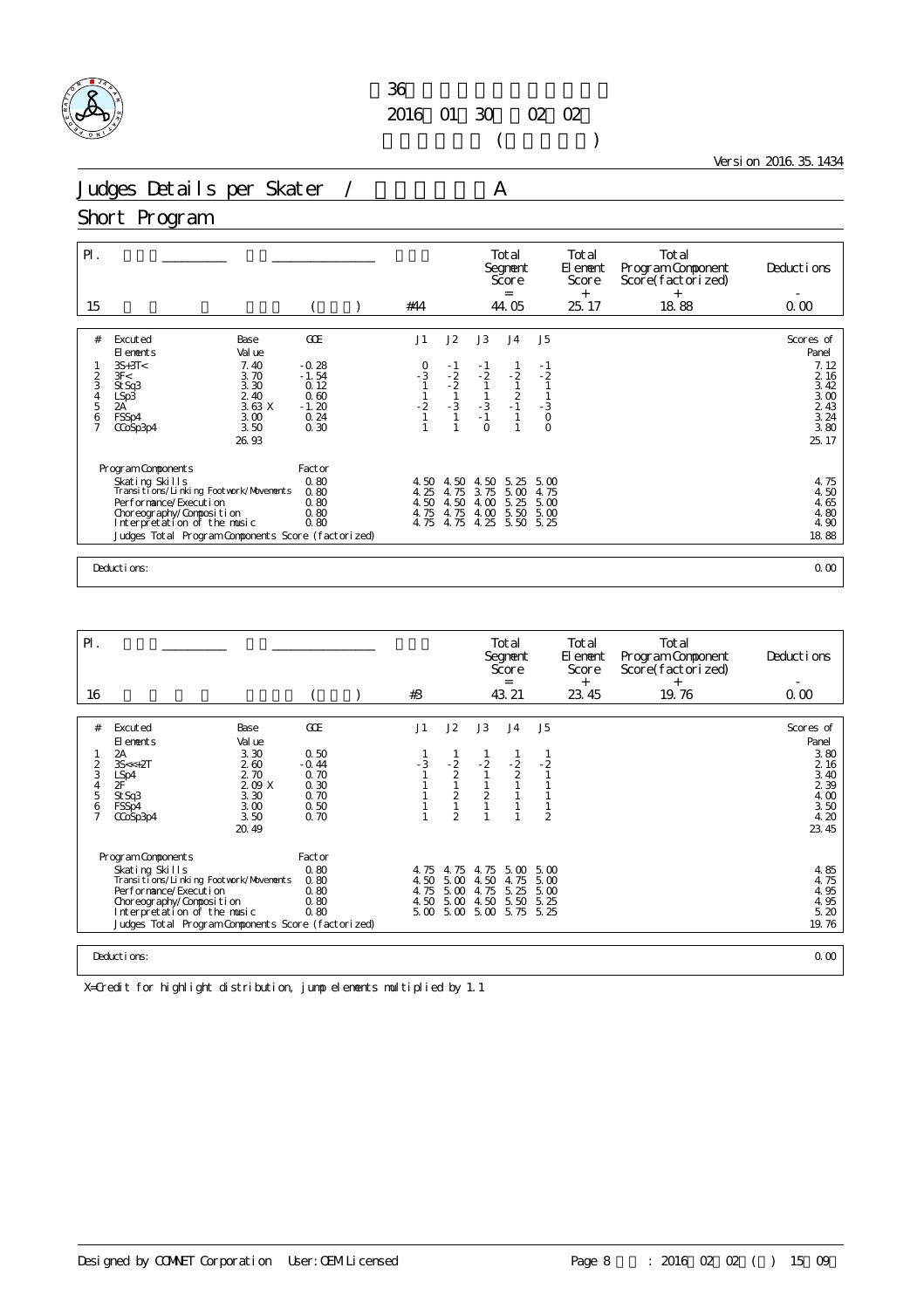36
2016 01 30 02 02
( )

Version 2016.35.1434

# Judges Details per Skater / A

## Short Program

| Pl. | | | Total Segment Score = | Total Element Score + | Total Program Component Score(factorized) + | Deductions - |
|---|---|---|---|---|---|---|
| 15 | ( ) | #44 | 44.05 | 25.17 | 18.88 | 0.00 |

| # | Excuted Elements | Base Value | GOE | J1 | J2 | J3 | J4 | J5 | Scores of Panel |
|---|---|---|---|---|---|---|---|---|---|
| 1 | 3S+3T< | 7.40 | -0.28 | 0 | -1 | -1 | 1 | -1 | 7.12 |
| 2 | 3F< | 3.70 | -1.54 | -3 | -2 | -2 | -2 | -2 | 2.16 |
| 3 | StSq3 | 3.30 | 0.12 | 1 | -2 | 1 | 1 | 1 | 3.42 |
| 4 | LSp3 | 2.40 | 0.60 | 1 | 1 | 1 | 2 | 1 | 3.00 |
| 5 | 2A | 3.63 X | -1.20 | -2 | -3 | -3 | -1 | -3 | 2.43 |
| 6 | FSSp4 | 3.00 | 0.24 | 1 | 1 | -1 | 1 | 0 | 3.24 |
| 7 | CCoSp3p4 | 3.50 | 0.30 | 1 | 1 | 0 | 1 | 0 | 3.80 |
| | | 26.93 | | | | | | | 25.17 |

| Program Components | Factor | J1 | J2 | J3 | J4 | J5 | |
|---|---|---|---|---|---|---|---|
| Skating Skills | 0.80 | 4.50 | 4.50 | 4.50 | 5.25 | 5.00 | 4.75 |
| Transitions/Linking Footwork/Movements | 0.80 | 4.25 | 4.75 | 3.75 | 5.00 | 4.75 | 4.50 |
| Performance/Execution | 0.80 | 4.50 | 4.50 | 4.00 | 5.25 | 5.00 | 4.65 |
| Choreography/Composition | 0.80 | 4.75 | 4.75 | 4.00 | 5.50 | 5.00 | 4.80 |
| Interpretation of the music | 0.80 | 4.75 | 4.75 | 4.25 | 5.50 | 5.25 | 4.90 |
| Judges Total Program Components Score (factorized) | | | | | | | 18.88 |

Deductions: 0.00

| Pl. | | | Total Segment Score = | Total Element Score + | Total Program Component Score(factorized) + | Deductions - |
|---|---|---|---|---|---|---|
| 16 | ( ) | #3 | 43.21 | 23.45 | 19.76 | 0.00 |

| # | Excuted Elements | Base Value | GOE | J1 | J2 | J3 | J4 | J5 | Scores of Panel |
|---|---|---|---|---|---|---|---|---|---|
| 1 | 2A | 3.30 | 0.50 | 1 | 1 | 1 | 1 | 1 | 3.80 |
| 2 | 3S<<+2T | 2.60 | -0.44 | -3 | -2 | -2 | -2 | -2 | 2.16 |
| 3 | LSp4 | 2.70 | 0.70 | 1 | 2 | 1 | 2 | 1 | 3.40 |
| 4 | 2F | 2.09 X | 0.30 | 1 | 1 | 1 | 1 | 1 | 2.39 |
| 5 | StSq3 | 3.30 | 0.70 | 1 | 2 | 2 | 1 | 1 | 4.00 |
| 6 | FSSp4 | 3.00 | 0.50 | 1 | 1 | 1 | 1 | 1 | 3.50 |
| 7 | CCoSp3p4 | 3.50 | 0.70 | 1 | 2 | 1 | 1 | 2 | 4.20 |
| | | 20.49 | | | | | | | 23.45 |

| Program Components | Factor | J1 | J2 | J3 | J4 | J5 | |
|---|---|---|---|---|---|---|---|
| Skating Skills | 0.80 | 4.75 | 4.75 | 4.75 | 5.00 | 5.00 | 4.85 |
| Transitions/Linking Footwork/Movements | 0.80 | 4.50 | 5.00 | 4.50 | 4.75 | 5.00 | 4.75 |
| Performance/Execution | 0.80 | 4.75 | 5.00 | 4.75 | 5.25 | 5.00 | 4.95 |
| Choreography/Composition | 0.80 | 4.50 | 5.00 | 4.50 | 5.50 | 5.25 | 4.95 |
| Interpretation of the music | 0.80 | 5.00 | 5.00 | 5.00 | 5.75 | 5.25 | 5.20 |
| Judges Total Program Components Score (factorized) | | | | | | | 19.76 |

Deductions: 0.00

X=Credit for highlight distribution, jump elements multiplied by 1.1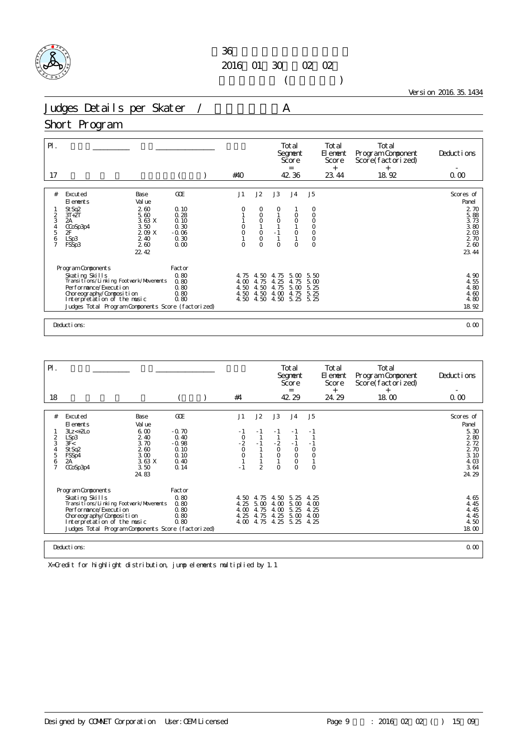第36回
2016年01月30日～02月02日
(　　　　)

Version 2016.35.1434

# Judges Details per Skater / A

## Short Program

| Pl. | | | | Total Segment Score = | Total Element Score + | Total Program Component Score(factorized) + | Deductions - |
|---|---|---|---|---|---|---|---|
| 17 | | ( ) | #40 | 42.36 | 23.44 | 18.92 | 0.00 |

| # | Executed Elements | Base Value | GOE | J1 | J2 | J3 | J4 | J5 | Scores of Panel |
|---|---|---|---|---|---|---|---|---|---|
| 1 | StSq2 | 2.60 | 0.10 | 0 | 0 | 0 | 1 | 0 | 2.70 |
| 2 | 3T+2T | 5.60 | 0.28 | 1 | 0 | 1 | 0 | 0 | 5.88 |
| 3 | 2A | 3.63 X | 0.10 | 1 | 0 | 0 | 0 | 0 | 3.73 |
| 4 | CCoSp3p4 | 3.50 | 0.30 | 0 | 1 | 1 | 1 | 0 | 3.80 |
| 5 | 2F | 2.09 X | -0.06 | 0 | 0 | -1 | 0 | 0 | 2.03 |
| 6 | LSp3 | 2.40 | 0.30 | 1 | 0 | 1 | 1 | 0 | 2.70 |
| 7 | FSSp3 | 2.60 | 0.00 | 0 | 0 | 0 | 0 | 0 | 2.60 |
| | | 22.42 | | | | | | | 23.44 |

| Program Components | Factor | J1 | J2 | J3 | J4 | J5 | |
|---|---|---|---|---|---|---|---|
| Skating Skills | 0.80 | 4.75 | 4.50 | 4.75 | 5.00 | 5.50 | 4.90 |
| Transitions/Linking Footwork/Movements | 0.80 | 4.00 | 4.75 | 4.25 | 4.75 | 5.00 | 4.55 |
| Performance/Execution | 0.80 | 4.50 | 4.50 | 4.75 | 5.00 | 5.25 | 4.80 |
| Choreography/Composition | 0.80 | 4.50 | 4.50 | 4.00 | 4.75 | 5.25 | 4.60 |
| Interpretation of the music | 0.80 | 4.50 | 4.50 | 4.50 | 5.25 | 5.25 | 4.80 |
| Judges Total Program Components Score (factorized) | | | | | | | 18.92 |

Deductions: 0.00

| Pl. | | | | Total Segment Score = | Total Element Score + | Total Program Component Score(factorized) + | Deductions - |
|---|---|---|---|---|---|---|---|
| 18 | | ( ) | #4 | 42.29 | 24.29 | 18.00 | 0.00 |

| # | Executed Elements | Base Value | GOE | J1 | J2 | J3 | J4 | J5 | Scores of Panel |
|---|---|---|---|---|---|---|---|---|---|
| 1 | 3Lz<+2Lo | 6.00 | -0.70 | -1 | -1 | -1 | -1 | -1 | 5.30 |
| 2 | LSp3 | 2.40 | 0.40 | 0 | 1 | 1 | 1 | 1 | 2.80 |
| 3 | 3F< | 3.70 | -0.98 | -2 | -1 | -2 | -1 | -1 | 2.72 |
| 4 | StSq2 | 2.60 | 0.10 | 0 | 1 | 0 | 0 | 0 | 2.70 |
| 5 | FSSp4 | 3.00 | 0.10 | 0 | 1 | 0 | 0 | 0 | 3.10 |
| 6 | 2A | 3.63 X | 0.40 | 1 | 1 | 1 | 0 | 1 | 4.03 |
| 7 | CCoSp3p4 | 3.50 | 0.14 | -1 | 2 | 0 | 0 | 0 | 3.64 |
| | | 24.83 | | | | | | | 24.29 |

| Program Components | Factor | J1 | J2 | J3 | J4 | J5 | |
|---|---|---|---|---|---|---|---|
| Skating Skills | 0.80 | 4.50 | 4.75 | 4.50 | 5.25 | 4.25 | 4.65 |
| Transitions/Linking Footwork/Movements | 0.80 | 4.25 | 5.00 | 4.00 | 5.00 | 4.00 | 4.45 |
| Performance/Execution | 0.80 | 4.00 | 4.75 | 4.00 | 5.25 | 4.25 | 4.45 |
| Choreography/Composition | 0.80 | 4.25 | 4.75 | 4.25 | 5.00 | 4.00 | 4.45 |
| Interpretation of the music | 0.80 | 4.00 | 4.75 | 4.25 | 5.25 | 4.25 | 4.50 |
| Judges Total Program Components Score (factorized) | | | | | | | 18.00 |

Deductions: 0.00

X=Credit for highlight distribution, jump elements multiplied by 1.1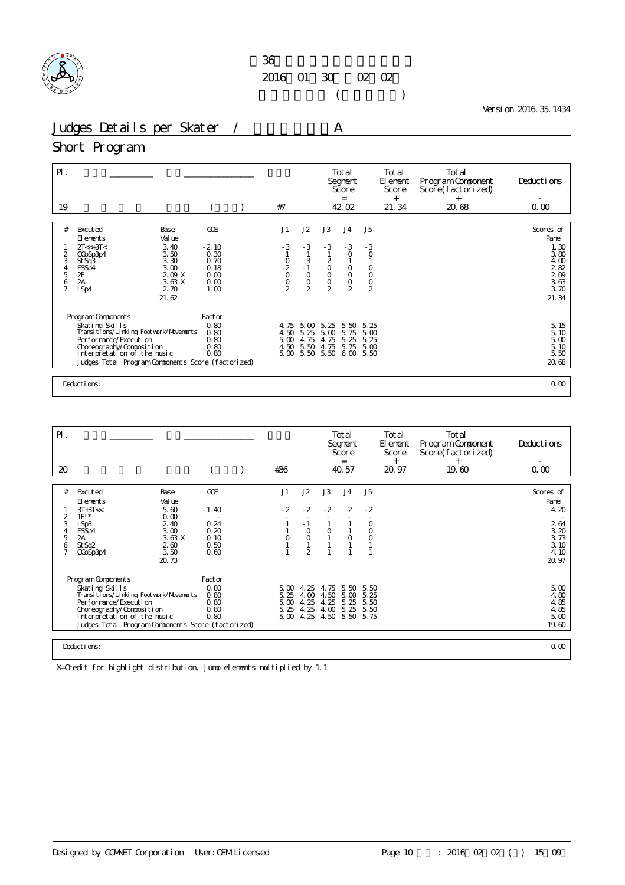36

2016 01 30 02 02

( )

Version 2016.35.1434

# Judges Details per Skater / A

## Short Program

| Pl. | | | | Total Segment Score = | Total Element Score + | Total Program Component Score (factorized) + | Deductions - |
|---|---|---|---|---|---|---|---|
| 19 | | ( ) | #7 | 42.02 | 21.34 | 20.68 | 0.00 |

| # | Excuted Elements | Base Value | GOE | J1 | J2 | J3 | J4 | J5 | Scores of Panel |
|---|---|---|---|---|---|---|---|---|---|
| 1 | 2T<<+3T< | 3.40 | -2.10 | -3 | -3 | -3 | -3 | -3 | 1.30 |
| 2 | CCoSp3p4 | 3.50 | 0.30 | 1 | 1 | 1 | 0 | 0 | 3.80 |
| 3 | StSq3 | 3.30 | 0.70 | 0 | 3 | 2 | 1 | 1 | 4.00 |
| 4 | FSSp4 | 3.00 | -0.18 | -2 | -1 | 0 | 0 | 0 | 2.82 |
| 5 | 2F | 2.09 X | 0.00 | 0 | 0 | 0 | 0 | 0 | 2.09 |
| 6 | 2A | 3.63 X | 0.00 | 0 | 0 | 0 | 0 | 0 | 3.63 |
| 7 | LSp4 | 2.70 | 1.00 | 2 | 2 | 2 | 2 | 2 | 3.70 |
| | | 21.62 | | | | | | | 21.34 |

| Program Components | Factor | J1 | J2 | J3 | J4 | J5 | |
|---|---|---|---|---|---|---|---|
| Skating Skills | 0.80 | 4.75 | 5.00 | 5.25 | 5.50 | 5.25 | 5.15 |
| Transitions/Linking Footwork/Movements | 0.80 | 4.50 | 5.25 | 5.00 | 5.75 | 5.00 | 5.10 |
| Performance/Execution | 0.80 | 5.00 | 4.75 | 4.75 | 5.25 | 5.25 | 5.00 |
| Choreography/Composition | 0.80 | 4.50 | 5.50 | 4.75 | 5.75 | 5.00 | 5.10 |
| Interpretation of the music | 0.80 | 5.00 | 5.50 | 5.50 | 6.00 | 5.50 | 5.50 |
| Judges Total Program Components Score (factorized) | | | | | | | 20.68 |

Deductions: 0.00

| Pl. | | | | Total Segment Score = | Total Element Score + | Total Program Component Score (factorized) + | Deductions - |
|---|---|---|---|---|---|---|---|
| 20 | | ( ) | #36 | 40.57 | 20.97 | 19.60 | 0.00 |

| # | Excuted Elements | Base Value | GOE | J1 | J2 | J3 | J4 | J5 | Scores of Panel |
|---|---|---|---|---|---|---|---|---|---|
| 1 | 3T+3T<< | 5.60 | -1.40 | -2 | -2 | -2 | -2 | -2 | 4.20 |
| 2 | 1F!* | 0.00 | - | - | - | - | - | - | - |
| 3 | LSp3 | 2.40 | 0.24 | 1 | -1 | 1 | 1 | 0 | 2.64 |
| 4 | FSSp4 | 3.00 | 0.20 | 1 | 0 | 0 | 1 | 0 | 3.20 |
| 5 | 2A | 3.63 X | 0.10 | 0 | 0 | 1 | 0 | 0 | 3.73 |
| 6 | StSq2 | 2.60 | 0.50 | 1 | 1 | 1 | 1 | 1 | 3.10 |
| 7 | CCoSp3p4 | 3.50 | 0.60 | 1 | 2 | 1 | 1 | 1 | 4.10 |
| | | 20.73 | | | | | | | 20.97 |

| Program Components | Factor | J1 | J2 | J3 | J4 | J5 | |
|---|---|---|---|---|---|---|---|
| Skating Skills | 0.80 | 5.00 | 4.25 | 4.75 | 5.50 | 5.50 | 5.00 |
| Transitions/Linking Footwork/Movements | 0.80 | 5.25 | 4.00 | 4.50 | 5.00 | 5.25 | 4.80 |
| Performance/Execution | 0.80 | 5.00 | 4.25 | 4.25 | 5.25 | 5.50 | 4.85 |
| Choreography/Composition | 0.80 | 5.25 | 4.25 | 4.00 | 5.25 | 5.50 | 4.85 |
| Interpretation of the music | 0.80 | 5.00 | 4.25 | 4.50 | 5.50 | 5.75 | 5.00 |
| Judges Total Program Components Score (factorized) | | | | | | | 19.60 |

Deductions: 0.00

X=Credit for highlight distribution, jump elements multiplied by 1.1

Designed by COMNET Corporation User:OEM Licensed : 2016 02 02 ( ) 15 09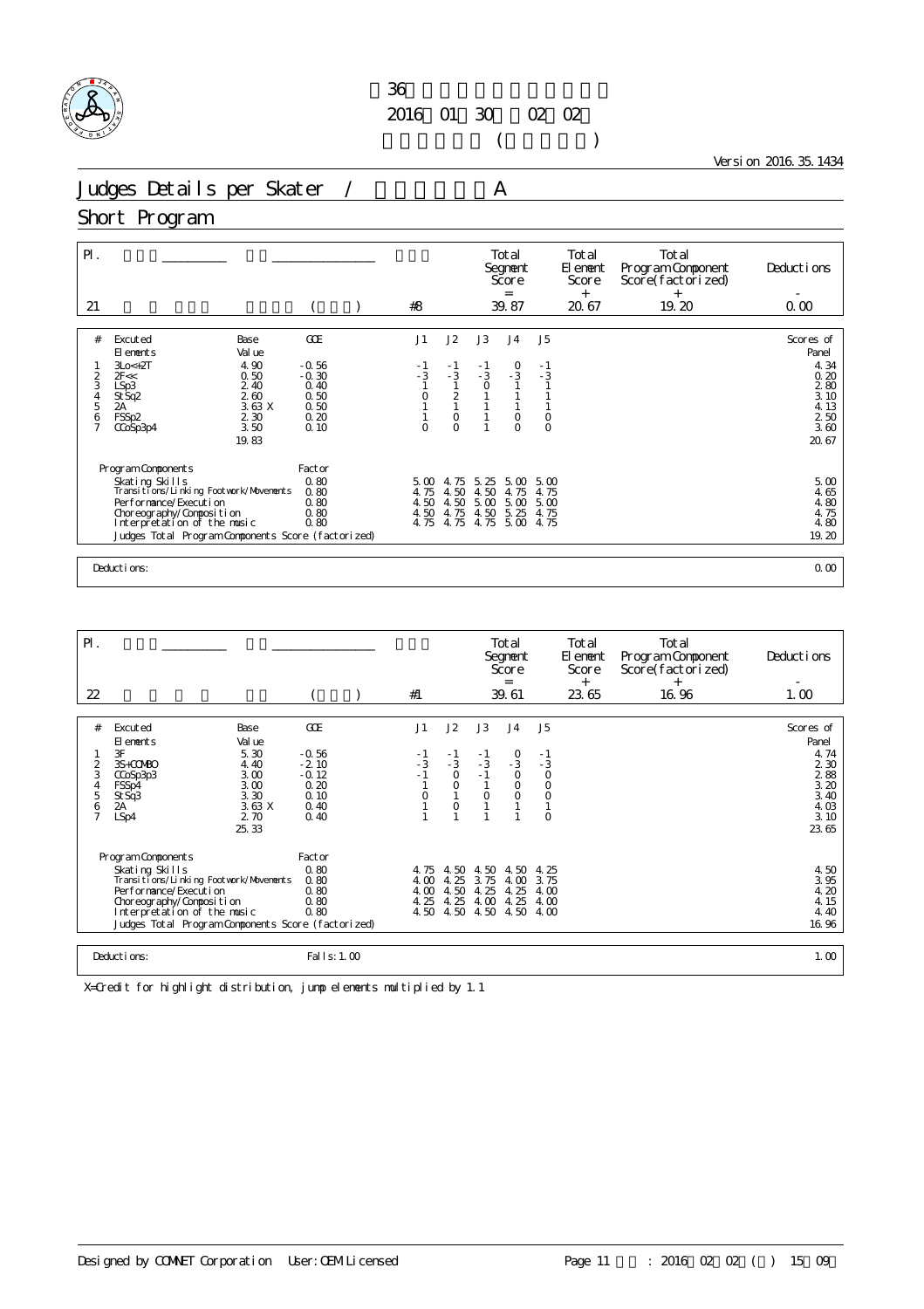# 36

2016 01 30 02 02

( )

Version 2016.35.1434

## Judges Details per Skater / A

## Short Program

| Pl. | | | | Total Segment Score | Total Element Score | Total Program Component Score (factorized) | Deductions |
|---|---|---|---|---|---|---|---|
| | | | | = | + | + | - |
| 21 | | ( ) | #8 | 39.87 | 20.67 | 19.20 | 0.00 |

| # | Excuted Elements | Base Value | GOE | J1 | J2 | J3 | J4 | J5 | Scores of Panel |
|---|---|---|---|---|---|---|---|---|---|
| 1 | 3Lo<+2T | 4.90 | -0.56 | -1 | -1 | -1 | 0 | -1 | 4.34 |
| 2 | 2F<< | 0.50 | -0.30 | -3 | -3 | -3 | -3 | -3 | 0.20 |
| 3 | LSp3 | 2.40 | 0.40 | 1 | 1 | 0 | 1 | 1 | 2.80 |
| 4 | StSq2 | 2.60 | 0.50 | 0 | 2 | 1 | 1 | 1 | 3.10 |
| 5 | 2A | 3.63 X | 0.50 | 1 | 1 | 1 | 1 | 1 | 4.13 |
| 6 | FSSp2 | 2.30 | 0.20 | 1 | 0 | 1 | 0 | 0 | 2.50 |
| 7 | CCoSp3p4 | 3.50 | 0.10 | 0 | 0 | 1 | 0 | 0 | 3.60 |
| | | 19.83 | | | | | | | 20.67 |

| Program Components | Factor | J1 | J2 | J3 | J4 | J5 | |
|---|---|---|---|---|---|---|---|
| Skating Skills | 0.80 | 5.00 | 4.75 | 5.25 | 5.00 | 5.00 | 5.00 |
| Transitions/Linking Footwork/Movements | 0.80 | 4.75 | 4.50 | 4.50 | 4.75 | 4.75 | 4.65 |
| Performance/Execution | 0.80 | 4.50 | 4.50 | 5.00 | 5.00 | 5.00 | 4.80 |
| Choreography/Composition | 0.80 | 4.50 | 4.75 | 4.50 | 5.25 | 4.75 | 4.75 |
| Interpretation of the music | 0.80 | 4.75 | 4.75 | 4.75 | 5.00 | 4.75 | 4.80 |
| Judges Total Program Components Score (factorized) | | | | | | | 19.20 |

Deductions: 0.00

| Pl. | | | | Total Segment Score | Total Element Score | Total Program Component Score (factorized) | Deductions |
|---|---|---|---|---|---|---|---|
| | | | | = | + | + | - |
| 22 | | ( ) | #1 | 39.61 | 23.65 | 16.96 | 1.00 |

| # | Excuted Elements | Base Value | GOE | J1 | J2 | J3 | J4 | J5 | Scores of Panel |
|---|---|---|---|---|---|---|---|---|---|
| 1 | 3F | 5.30 | -0.56 | -1 | -1 | -1 | 0 | -1 | 4.74 |
| 2 | 3S+COMBO | 4.40 | -2.10 | -3 | -3 | -3 | -3 | -3 | 2.30 |
| 3 | CCoSp3p3 | 3.00 | -0.12 | -1 | 0 | -1 | 0 | 0 | 2.88 |
| 4 | FSSp4 | 3.00 | 0.20 | 1 | 0 | 1 | 0 | 0 | 3.20 |
| 5 | StSq3 | 3.30 | 0.10 | 0 | 1 | 0 | 0 | 0 | 3.40 |
| 6 | 2A | 3.63 X | 0.40 | 1 | 0 | 1 | 1 | 1 | 4.03 |
| 7 | LSp4 | 2.70 | 0.40 | 1 | 1 | 1 | 1 | 0 | 3.10 |
| | | 25.33 | | | | | | | 23.65 |

| Program Components | Factor | J1 | J2 | J3 | J4 | J5 | |
|---|---|---|---|---|---|---|---|
| Skating Skills | 0.80 | 4.75 | 4.50 | 4.50 | 4.50 | 4.25 | 4.50 |
| Transitions/Linking Footwork/Movements | 0.80 | 4.00 | 4.25 | 3.75 | 4.00 | 3.75 | 3.95 |
| Performance/Execution | 0.80 | 4.00 | 4.50 | 4.25 | 4.25 | 4.00 | 4.20 |
| Choreography/Composition | 0.80 | 4.25 | 4.25 | 4.00 | 4.25 | 4.00 | 4.15 |
| Interpretation of the music | 0.80 | 4.50 | 4.50 | 4.50 | 4.50 | 4.00 | 4.40 |
| Judges Total Program Components Score (factorized) | | | | | | | 16.96 |

Deductions: Falls: 1.00 — 1.00

X=Credit for highlight distribution, jump elements multiplied by 1.1

Designed by COMNET Corporation User: OEM Licensed : 2016 02 02 ( ) 15 09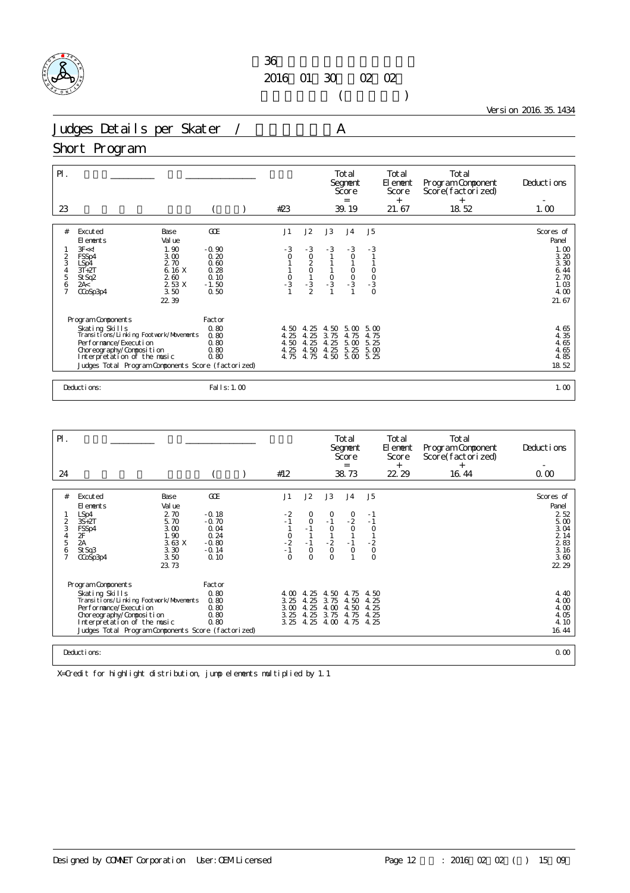36
2016 01 30 02 02
( )

Version 2016.35.1434

# Judges Details per Skater / A

## Short Program

| Pl. | | | | Total Segment Score | Total Element Score | Total Program Component Score(factorized) | Deductions |
|---|---|---|---|---|---|---|---|
| | | | | = | + | + | - |
| 23 | | ( ) | #23 | 39.19 | 21.67 | 18.52 | 1.00 |

| # | Excuted Elements | Base Value | GOE | J1 | J2 | J3 | J4 | J5 | Scores of Panel |
|---|---|---|---|---|---|---|---|---|---|
| 1 | 3F<<! | 1.90 | -0.90 | -3 | -3 | -3 | -3 | -3 | 1.00 |
| 2 | FSSp4 | 3.00 | 0.20 | 0 | 0 | 1 | 0 | 1 | 3.20 |
| 3 | LSp4 | 2.70 | 0.60 | 1 | 2 | 1 | 1 | 1 | 3.30 |
| 4 | 3T+2T | 6.16 X | 0.28 | 1 | 0 | 1 | 0 | 0 | 6.44 |
| 5 | StSq2 | 2.60 | 0.10 | 0 | 1 | 0 | 0 | 0 | 2.70 |
| 6 | 2A< | 2.53 X | -1.50 | -3 | -3 | -3 | -3 | -3 | 1.03 |
| 7 | CCoSp3p4 | 3.50 | 0.50 | 1 | 2 | 1 | 1 | 0 | 4.00 |
| | | 22.39 | | | | | | | 21.67 |

| Program Components | Factor | J1 | J2 | J3 | J4 | J5 | |
|---|---|---|---|---|---|---|---|
| Skating Skills | 0.80 | 4.50 | 4.25 | 4.50 | 5.00 | 5.00 | 4.65 |
| Transitions/Linking Footwork/Movements | 0.80 | 4.25 | 4.25 | 3.75 | 4.75 | 4.75 | 4.35 |
| Performance/Execution | 0.80 | 4.50 | 4.25 | 4.25 | 5.00 | 5.25 | 4.65 |
| Choreography/Composition | 0.80 | 4.25 | 4.50 | 4.25 | 5.25 | 5.00 | 4.65 |
| Interpretation of the music | 0.80 | 4.75 | 4.75 | 4.50 | 5.00 | 5.25 | 4.85 |
| Judges Total Program Components Score (factorized) | | | | | | | 18.52 |

Deductions: Falls: 1.00 — 1.00

| Pl. | | | | Total Segment Score | Total Element Score | Total Program Component Score(factorized) | Deductions |
|---|---|---|---|---|---|---|---|
| | | | | = | + | + | - |
| 24 | | ( ) | #12 | 38.73 | 22.29 | 16.44 | 0.00 |

| # | Excuted Elements | Base Value | GOE | J1 | J2 | J3 | J4 | J5 | Scores of Panel |
|---|---|---|---|---|---|---|---|---|---|
| 1 | LSp4 | 2.70 | -0.18 | -2 | 0 | 0 | 0 | -1 | 2.52 |
| 2 | 3S+2T | 5.70 | -0.70 | -1 | 0 | -1 | -2 | -1 | 5.00 |
| 3 | FSSp4 | 3.00 | 0.04 | 1 | -1 | 0 | 0 | 0 | 3.04 |
| 4 | 2F | 1.90 | 0.24 | 0 | 1 | 1 | 1 | 1 | 2.14 |
| 5 | 2A | 3.63 X | -0.80 | -2 | -1 | -2 | -1 | -2 | 2.83 |
| 6 | StSq3 | 3.30 | -0.14 | -1 | 0 | 0 | 0 | 0 | 3.16 |
| 7 | CCoSp3p4 | 3.50 | 0.10 | 0 | 0 | 0 | 1 | 0 | 3.60 |
| | | 23.73 | | | | | | | 22.29 |

| Program Components | Factor | J1 | J2 | J3 | J4 | J5 | |
|---|---|---|---|---|---|---|---|
| Skating Skills | 0.80 | 4.00 | 4.25 | 4.50 | 4.75 | 4.50 | 4.40 |
| Transitions/Linking Footwork/Movements | 0.80 | 3.25 | 4.25 | 3.75 | 4.50 | 4.25 | 4.00 |
| Performance/Execution | 0.80 | 3.00 | 4.25 | 4.00 | 4.50 | 4.25 | 4.00 |
| Choreography/Composition | 0.80 | 3.25 | 4.25 | 3.75 | 4.75 | 4.25 | 4.05 |
| Interpretation of the music | 0.80 | 3.25 | 4.25 | 4.00 | 4.75 | 4.25 | 4.10 |
| Judges Total Program Components Score (factorized) | | | | | | | 16.44 |

Deductions: 0.00

X=Credit for highlight distribution, jump elements multiplied by 1.1

Designed by COMNET Corporation User:OEM Licensed : 2016 02 02 ( ) 15 09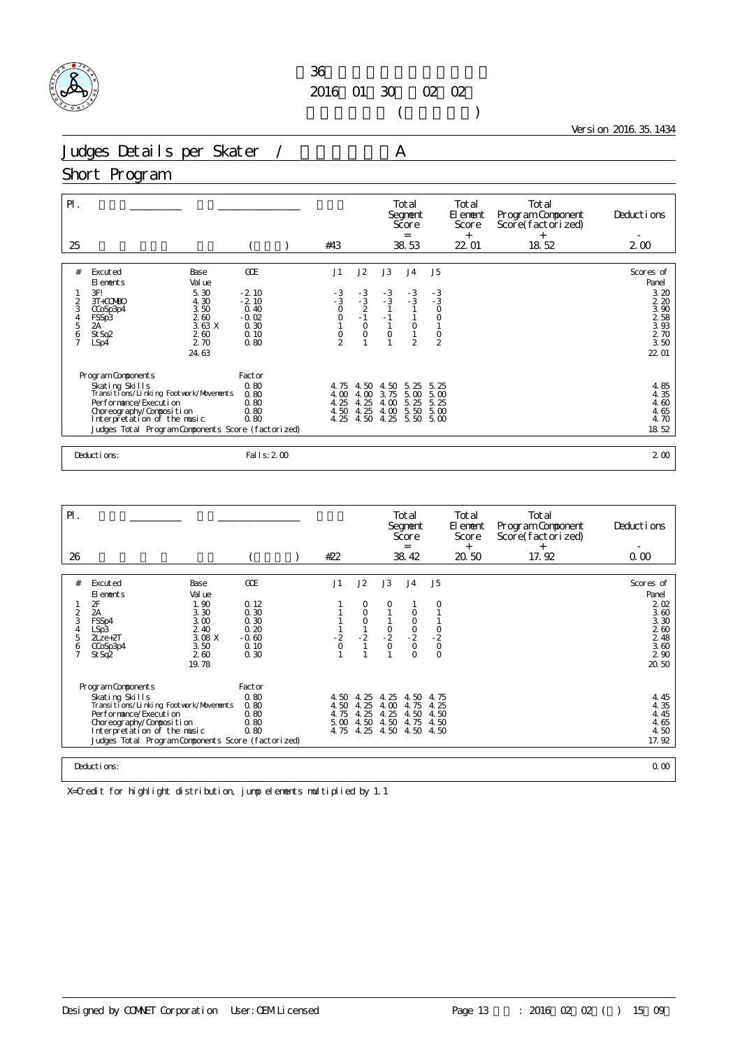第36回 ... 

2016年01月30日 ～ 02月02日

( )

Version 2016.35.1434

# Judges Details per Skater / A

## Short Program

| Pl. | | | | Total Segment Score = | Total Element Score + | Total Program Component Score(factorized) + | Deductions - |
|---|---|---|---|---|---|---|---|
| 25 | | ( ) | #43 | 38.53 | 22.01 | 18.52 | 2.00 |

| # | Excuted Elements | Base Value | GOE | J1 | J2 | J3 | J4 | J5 | Scores of Panel |
|---|---|---|---|---|---|---|---|---|---|
| 1 | 3F! | 5.30 | -2.10 | -3 | -3 | -3 | -3 | -3 | 3.20 |
| 2 | 3T+COMBO | 4.30 | -2.10 | -3 | -3 | -3 | -3 | -3 | 2.20 |
| 3 | CCoSp3p4 | 3.50 | 0.40 | 0 | 2 | 1 | 1 | 0 | 3.90 |
| 4 | FSSp3 | 2.60 | -0.02 | 0 | -1 | -1 | 1 | 0 | 2.58 |
| 5 | 2A | 3.63 X | 0.30 | 1 | 0 | 1 | 0 | 1 | 3.93 |
| 6 | StSq2 | 2.60 | 0.10 | 0 | 0 | 0 | 1 | 0 | 2.70 |
| 7 | LSp4 | 2.70 | 0.80 | 2 | 1 | 1 | 2 | 2 | 3.50 |
| | | 24.63 | | | | | | | 22.01 |

| Program Components | Factor | J1 | J2 | J3 | J4 | J5 | |
|---|---|---|---|---|---|---|---|
| Skating Skills | 0.80 | 4.75 | 4.50 | 4.50 | 5.25 | 5.25 | 4.85 |
| Transitions/Linking Footwork/Movements | 0.80 | 4.00 | 4.00 | 3.75 | 5.00 | 5.00 | 4.35 |
| Performance/Execution | 0.80 | 4.25 | 4.25 | 4.00 | 5.25 | 5.25 | 4.60 |
| Choreography/Composition | 0.80 | 4.50 | 4.25 | 4.00 | 5.50 | 5.00 | 4.65 |
| Interpretation of the music | 0.80 | 4.25 | 4.50 | 4.25 | 5.50 | 5.00 | 4.70 |
| Judges Total Program Components Score (factorized) | | | | | | | 18.52 |

Deductions: Falls: 2.00 — 2.00

| Pl. | | | | Total Segment Score = | Total Element Score + | Total Program Component Score(factorized) + | Deductions - |
|---|---|---|---|---|---|---|---|
| 26 | | ( ) | #22 | 38.42 | 20.50 | 17.92 | 0.00 |

| # | Excuted Elements | Base Value | GOE | J1 | J2 | J3 | J4 | J5 | Scores of Panel |
|---|---|---|---|---|---|---|---|---|---|
| 1 | 2F | 1.90 | 0.12 | 1 | 0 | 0 | 1 | 0 | 2.02 |
| 2 | 2A | 3.30 | 0.30 | 1 | 0 | 1 | 0 | 1 | 3.60 |
| 3 | FSSp4 | 3.00 | 0.30 | 1 | 0 | 1 | 0 | 1 | 3.30 |
| 4 | LSp3 | 2.40 | 0.20 | 1 | 1 | 0 | 0 | 0 | 2.60 |
| 5 | 2Lze+2T | 3.08 X | -0.60 | -2 | -2 | -2 | -2 | -2 | 2.48 |
| 6 | CCoSp3p4 | 3.50 | 0.10 | 0 | 1 | 0 | 0 | 0 | 3.60 |
| 7 | StSq2 | 2.60 | 0.30 | 1 | 1 | 1 | 0 | 0 | 2.90 |
| | | 19.78 | | | | | | | 20.50 |

| Program Components | Factor | J1 | J2 | J3 | J4 | J5 | |
|---|---|---|---|---|---|---|---|
| Skating Skills | 0.80 | 4.50 | 4.25 | 4.25 | 4.50 | 4.75 | 4.45 |
| Transitions/Linking Footwork/Movements | 0.80 | 4.50 | 4.25 | 4.00 | 4.75 | 4.25 | 4.35 |
| Performance/Execution | 0.80 | 4.75 | 4.25 | 4.25 | 4.50 | 4.50 | 4.50 |
| Choreography/Composition | 0.80 | 5.00 | 4.50 | 4.50 | 4.75 | 4.50 | 4.65 |
| Interpretation of the music | 0.80 | 4.75 | 4.25 | 4.50 | 4.50 | 4.50 | 4.50 |
| Judges Total Program Components Score (factorized) | | | | | | | 17.92 |

Deductions: 0.00

X=Credit for highlight distribution, jump elements multiplied by 1.1

Designed by COMNET Corporation User: OEM Licensed : 2016年02月02日 ( ) 15時09分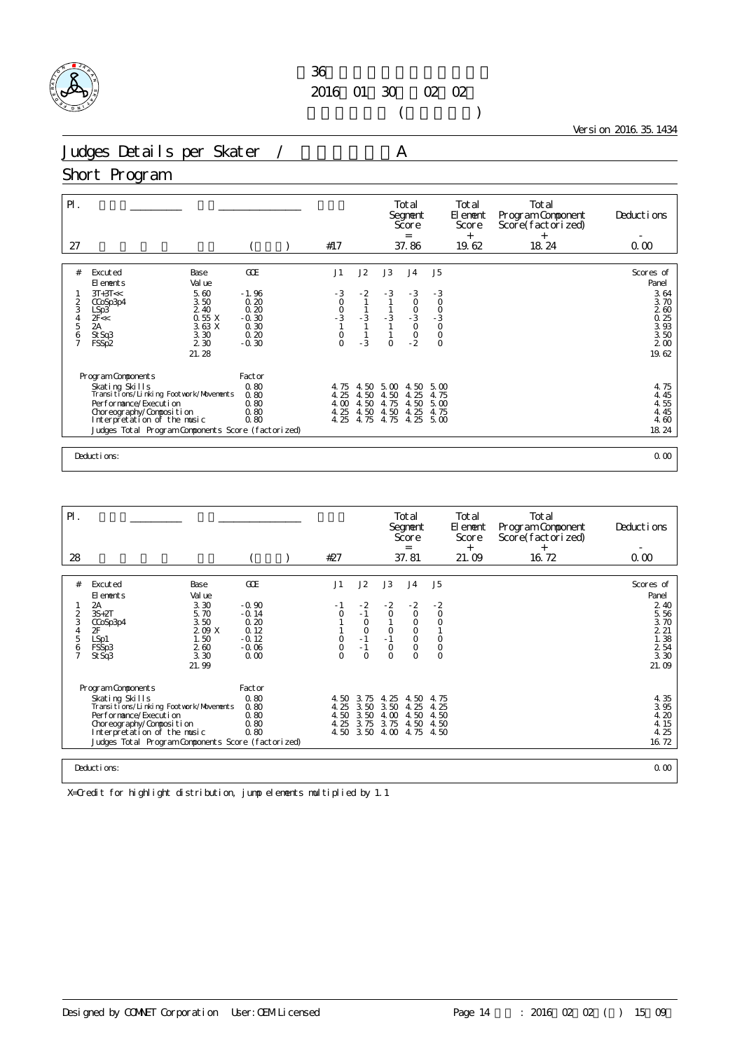36

2016 01 30 02 02

( )

Version 2016.35.1434

# Judges Details per Skater / A

## Short Program

| Pl. | | | | Total Segment Score = | Total Element Score + | Total Program Component Score(factorized) + | Deductions - |
|---|---|---|---|---|---|---|---|
| 27 | | ( ) | #17 | 37.86 | 19.62 | 18.24 | 0.00 |

| # | Excuted Elements | Base Value | | GOE | J1 | J2 | J3 | J4 | J5 | Scores of Panel |
|---|---|---|---|---|---|---|---|---|---|---|
| 1 | 3T+3T<< | 5.60 | | -1.96 | -3 | -2 | -3 | -3 | -3 | 3.64 |
| 2 | CCoSp3p4 | 3.50 | | 0.20 | 0 | 1 | 1 | 0 | 0 | 3.70 |
| 3 | LSp3 | 2.40 | | 0.20 | 0 | 1 | 1 | 0 | 0 | 2.60 |
| 4 | 2F<< | 0.55 | X | -0.30 | -3 | -3 | -3 | -3 | -3 | 0.25 |
| 5 | 2A | 3.63 | X | 0.30 | 1 | 1 | 1 | 0 | 0 | 3.93 |
| 6 | StSq3 | 3.30 | | 0.20 | 0 | 1 | 1 | 0 | 0 | 3.50 |
| 7 | FSSp2 | 2.30 | | -0.30 | 0 | -3 | 0 | -2 | 0 | 2.00 |
| | | 21.28 | | | | | | | | 19.62 |

| Program Components | Factor | J1 | J2 | J3 | J4 | J5 | |
|---|---|---|---|---|---|---|---|
| Skating Skills | 0.80 | 4.75 | 4.50 | 5.00 | 4.50 | 5.00 | 4.75 |
| Transitions/Linking Footwork/Movements | 0.80 | 4.25 | 4.50 | 4.50 | 4.25 | 4.75 | 4.45 |
| Performance/Execution | 0.80 | 4.00 | 4.50 | 4.75 | 4.50 | 5.00 | 4.55 |
| Choreography/Composition | 0.80 | 4.25 | 4.50 | 4.50 | 4.25 | 4.75 | 4.45 |
| Interpretation of the music | 0.80 | 4.25 | 4.75 | 4.75 | 4.25 | 5.00 | 4.60 |
| Judges Total Program Components Score (factorized) | | | | | | | 18.24 |

Deductions: 0.00

| Pl. | | | | Total Segment Score = | Total Element Score + | Total Program Component Score(factorized) + | Deductions - |
|---|---|---|---|---|---|---|---|
| 28 | | ( ) | #27 | 37.81 | 21.09 | 16.72 | 0.00 |

| # | Excuted Elements | Base Value | | GOE | J1 | J2 | J3 | J4 | J5 | Scores of Panel |
|---|---|---|---|---|---|---|---|---|---|---|
| 1 | 2A | 3.30 | | -0.90 | -1 | -2 | -2 | -2 | -2 | 2.40 |
| 2 | 3S+2T | 5.70 | | -0.14 | 0 | -1 | 0 | 0 | 0 | 5.56 |
| 3 | CCoSp3p4 | 3.50 | | 0.20 | 1 | 0 | 1 | 0 | 0 | 3.70 |
| 4 | 2F | 2.09 | X | 0.12 | 1 | 0 | 0 | 0 | 1 | 2.21 |
| 5 | LSp1 | 1.50 | | -0.12 | 0 | -1 | -1 | 0 | 0 | 1.38 |
| 6 | FSSp3 | 2.60 | | -0.06 | 0 | -1 | 0 | 0 | 0 | 2.54 |
| 7 | StSq3 | 3.30 | | 0.00 | 0 | 0 | 0 | 0 | 0 | 3.30 |
| | | 21.99 | | | | | | | | 21.09 |

| Program Components | Factor | J1 | J2 | J3 | J4 | J5 | |
|---|---|---|---|---|---|---|---|
| Skating Skills | 0.80 | 4.50 | 3.75 | 4.25 | 4.50 | 4.75 | 4.35 |
| Transitions/Linking Footwork/Movements | 0.80 | 4.25 | 3.50 | 3.50 | 4.25 | 4.25 | 3.95 |
| Performance/Execution | 0.80 | 4.50 | 3.50 | 4.00 | 4.50 | 4.50 | 4.20 |
| Choreography/Composition | 0.80 | 4.25 | 3.75 | 3.75 | 4.50 | 4.50 | 4.15 |
| Interpretation of the music | 0.80 | 4.50 | 3.50 | 4.00 | 4.75 | 4.50 | 4.25 |
| Judges Total Program Components Score (factorized) | | | | | | | 16.72 |

Deductions: 0.00

X=Credit for highlight distribution, jump elements multiplied by 1.1

Designed by COMNET Corporation User:OEM Licensed : 2016 02 02 ( ) 15 09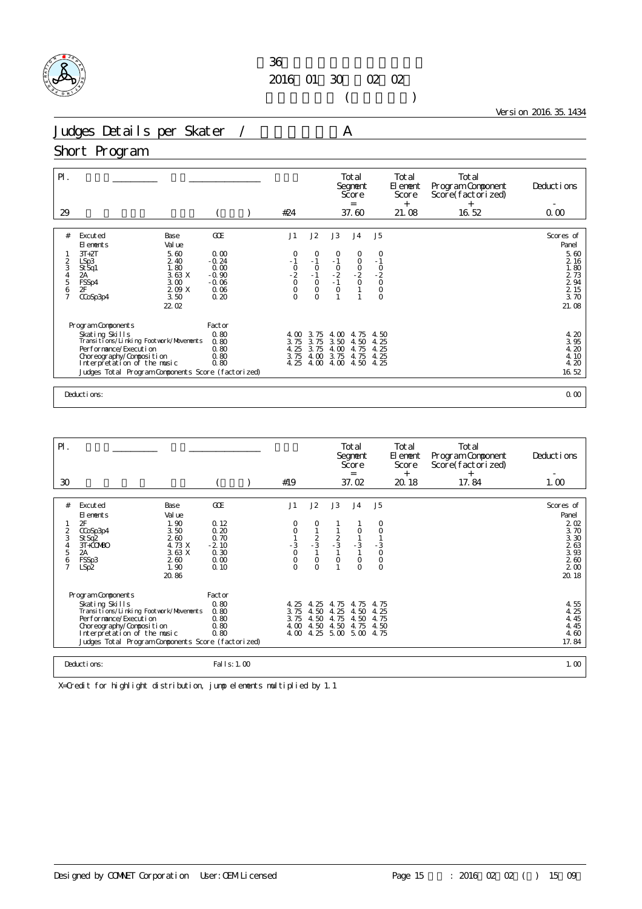第36回 ...
2016年01月30日 〜 02月02日
( )

Version 2016.35.1434

# Judges Details per Skater / A

## Short Program

| Pl. | | | | | Total Segment Score = | Total Element Score + | Total Program Component Score(factorized) + | Deductions - |
|---|---|---|---|---|---|---|---|---|
| 29 | | | ( ) | #24 | 37.60 | 21.08 | 16.52 | 0.00 |

| # | Executed Elements | Base Value | GOE | J1 | J2 | J3 | J4 | J5 | Scores of Panel |
|---|---|---|---|---|---|---|---|---|---|
| 1 | 3T+2T | 5.60 | 0.00 | 0 | 0 | 0 | 0 | 0 | 5.60 |
| 2 | LSp3 | 2.40 | -0.24 | -1 | -1 | -1 | 0 | -1 | 2.16 |
| 3 | StSq1 | 1.80 | 0.00 | 0 | 0 | 0 | 0 | 0 | 1.80 |
| 4 | 2A | 3.63 X | -0.90 | -2 | -1 | -2 | -2 | -2 | 2.73 |
| 5 | FSSp4 | 3.00 | -0.06 | 0 | 0 | -1 | 0 | 0 | 2.94 |
| 6 | 2F | 2.09 X | 0.06 | 0 | 0 | 0 | 1 | 0 | 2.15 |
| 7 | CCoSp3p4 | 3.50 | 0.20 | 0 | 0 | 1 | 1 | 0 | 3.70 |
| | | 22.02 | | | | | | | 21.08 |

| Program Components | Factor | J1 | J2 | J3 | J4 | J5 | |
|---|---|---|---|---|---|---|---|
| Skating Skills | 0.80 | 4.00 | 3.75 | 4.00 | 4.75 | 4.50 | 4.20 |
| Transitions/Linking Footwork/Movements | 0.80 | 3.75 | 3.75 | 3.50 | 4.50 | 4.25 | 3.95 |
| Performance/Execution | 0.80 | 4.25 | 3.75 | 4.00 | 4.75 | 4.25 | 4.20 |
| Choreography/Composition | 0.80 | 3.75 | 4.00 | 3.75 | 4.75 | 4.25 | 4.10 |
| Interpretation of the music | 0.80 | 4.25 | 4.00 | 4.00 | 4.50 | 4.25 | 4.20 |
| Judges Total Program Components Score (factorized) | | | | | | | 16.52 |

Deductions: 0.00

| Pl. | | | | | Total Segment Score = | Total Element Score + | Total Program Component Score(factorized) + | Deductions - |
|---|---|---|---|---|---|---|---|---|
| 30 | | | ( ) | #19 | 37.02 | 20.18 | 17.84 | 1.00 |

| # | Executed Elements | Base Value | GOE | J1 | J2 | J3 | J4 | J5 | Scores of Panel |
|---|---|---|---|---|---|---|---|---|---|
| 1 | 2F | 1.90 | 0.12 | 0 | 0 | 1 | 1 | 0 | 2.02 |
| 2 | CCoSp3p4 | 3.50 | 0.20 | 0 | 1 | 1 | 0 | 0 | 3.70 |
| 3 | StSq2 | 2.60 | 0.70 | 1 | 2 | 2 | 1 | 1 | 3.30 |
| 4 | 3T+COMBO | 4.73 X | -2.10 | -3 | -3 | -3 | -3 | -3 | 2.63 |
| 5 | 2A | 3.63 X | 0.30 | 0 | 1 | 1 | 1 | 0 | 3.93 |
| 6 | FSSp3 | 2.60 | 0.00 | 0 | 0 | 0 | 0 | 0 | 2.60 |
| 7 | LSp2 | 1.90 | 0.10 | 0 | 0 | 1 | 0 | 0 | 2.00 |
| | | 20.86 | | | | | | | 20.18 |

| Program Components | Factor | J1 | J2 | J3 | J4 | J5 | |
|---|---|---|---|---|---|---|---|
| Skating Skills | 0.80 | 4.25 | 4.25 | 4.75 | 4.75 | 4.75 | 4.55 |
| Transitions/Linking Footwork/Movements | 0.80 | 3.75 | 4.50 | 4.25 | 4.50 | 4.25 | 4.25 |
| Performance/Execution | 0.80 | 3.75 | 4.50 | 4.75 | 4.50 | 4.75 | 4.45 |
| Choreography/Composition | 0.80 | 4.00 | 4.50 | 4.50 | 4.75 | 4.50 | 4.45 |
| Interpretation of the music | 0.80 | 4.00 | 4.25 | 5.00 | 5.00 | 4.75 | 4.60 |
| Judges Total Program Components Score (factorized) | | | | | | | 17.84 |

Deductions: Falls: 1.00 — 1.00

X=Credit for highlight distribution, jump elements multiplied by 1.1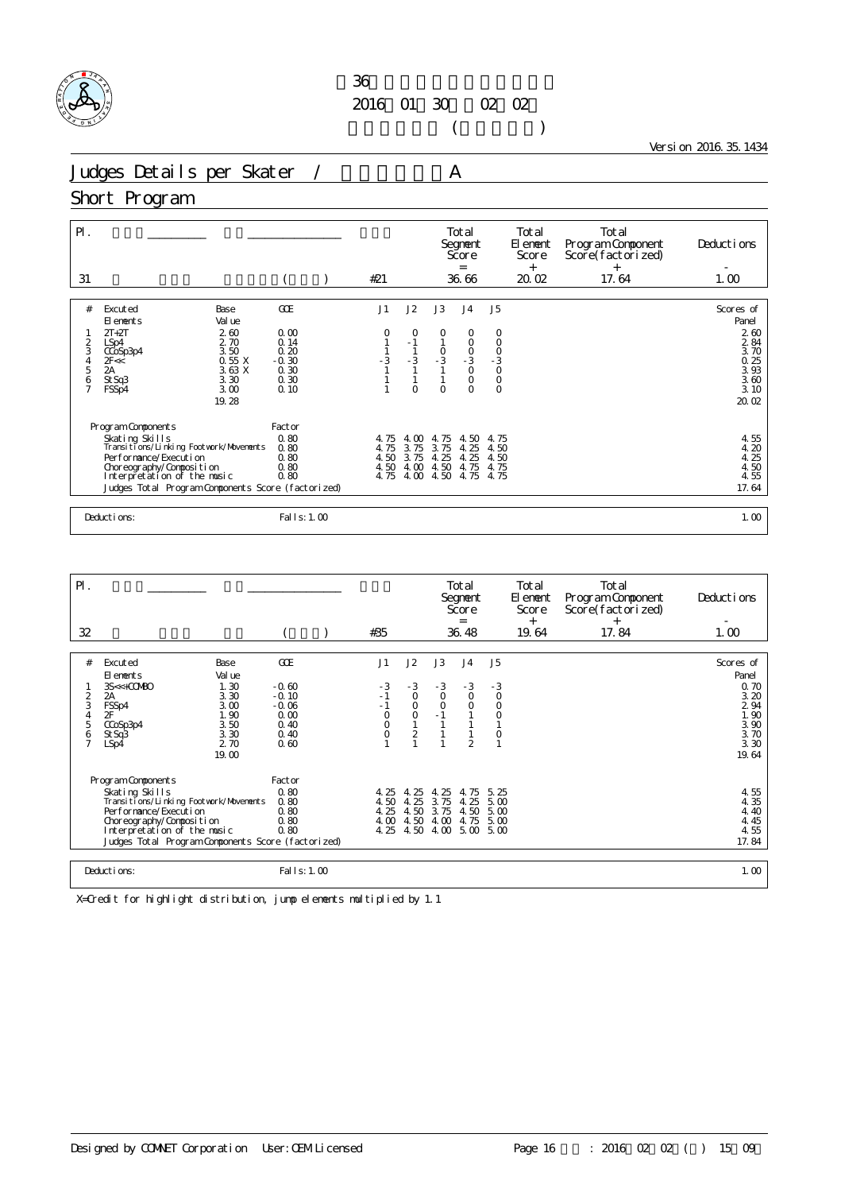第36回 ...

2016年01月30日 ～ 02月02日

( )

Version 2016.35.1434

# Judges Details per Skater / A

## Short Program

| Pl. | | | | Total Segment Score = | Total Element Score + | Total Program Component Score(factorized) + | Deductions - |
|---|---|---|---|---|---|---|---|
| 31 | | ( ) | #21 | 36.66 | 20.02 | 17.64 | 1.00 |

| # | Excuted Elements | Base Value | GOE | J1 | J2 | J3 | J4 | J5 | Scores of Panel |
|---|---|---|---|---|---|---|---|---|---|
| 1 | 2T+2T | 2.60 | 0.00 | 0 | 0 | 0 | 0 | 0 | 2.60 |
| 2 | LSp4 | 2.70 | 0.14 | 1 | -1 | 1 | 0 | 0 | 2.84 |
| 3 | CCoSp3p4 | 3.50 | 0.20 | 1 | 1 | 0 | 0 | 0 | 3.70 |
| 4 | 2F<< | 0.55 X | -0.30 | -3 | -3 | -3 | -3 | -3 | 0.25 |
| 5 | 2A | 3.63 X | 0.30 | 1 | 1 | 1 | 0 | 0 | 3.93 |
| 6 | StSq3 | 3.30 | 0.30 | 1 | 1 | 1 | 0 | 0 | 3.60 |
| 7 | FSSp4 | 3.00 | 0.10 | 1 | 0 | 0 | 0 | 0 | 3.10 |
| | | 19.28 | | | | | | | 20.02 |

| Program Components | Factor | J1 | J2 | J3 | J4 | J5 | |
|---|---|---|---|---|---|---|---|
| Skating Skills | 0.80 | 4.75 | 4.00 | 4.75 | 4.50 | 4.75 | 4.55 |
| Transitions/Linking Footwork/Movements | 0.80 | 4.75 | 3.75 | 3.75 | 4.25 | 4.50 | 4.20 |
| Performance/Execution | 0.80 | 4.50 | 3.75 | 4.25 | 4.25 | 4.50 | 4.25 |
| Choreography/Composition | 0.80 | 4.50 | 4.00 | 4.50 | 4.75 | 4.75 | 4.50 |
| Interpretation of the music | 0.80 | 4.75 | 4.00 | 4.50 | 4.75 | 4.75 | 4.55 |
| Judges Total Program Components Score (factorized) | | | | | | | 17.64 |

Deductions: Falls: 1.00 — 1.00

| Pl. | | | | Total Segment Score = | Total Element Score + | Total Program Component Score(factorized) + | Deductions - |
|---|---|---|---|---|---|---|---|
| 32 | | ( ) | #35 | 36.48 | 19.64 | 17.84 | 1.00 |

| # | Excuted Elements | Base Value | GOE | J1 | J2 | J3 | J4 | J5 | Scores of Panel |
|---|---|---|---|---|---|---|---|---|---|
| 1 | 3S<<+COMBO | 1.30 | -0.60 | -3 | -3 | -3 | -3 | -3 | 0.70 |
| 2 | 2A | 3.30 | -0.10 | -1 | 0 | 0 | 0 | 0 | 3.20 |
| 3 | FSSp4 | 3.00 | -0.06 | -1 | 0 | 0 | 0 | 0 | 2.94 |
| 4 | 2F | 1.90 | 0.00 | 0 | 0 | -1 | 1 | 0 | 1.90 |
| 5 | CCoSp3p4 | 3.50 | 0.40 | 0 | 1 | 1 | 1 | 1 | 3.90 |
| 6 | StSq3 | 3.30 | 0.40 | 0 | 2 | 1 | 1 | 0 | 3.70 |
| 7 | LSp4 | 2.70 | 0.60 | 1 | 1 | 1 | 2 | 1 | 3.30 |
| | | 19.00 | | | | | | | 19.64 |

| Program Components | Factor | J1 | J2 | J3 | J4 | J5 | |
|---|---|---|---|---|---|---|---|
| Skating Skills | 0.80 | 4.25 | 4.25 | 4.25 | 4.75 | 5.25 | 4.55 |
| Transitions/Linking Footwork/Movements | 0.80 | 4.50 | 4.25 | 3.75 | 4.25 | 5.00 | 4.35 |
| Performance/Execution | 0.80 | 4.25 | 4.50 | 3.75 | 4.50 | 5.00 | 4.40 |
| Choreography/Composition | 0.80 | 4.00 | 4.50 | 4.00 | 4.75 | 5.00 | 4.45 |
| Interpretation of the music | 0.80 | 4.25 | 4.50 | 4.00 | 5.00 | 5.00 | 4.55 |
| Judges Total Program Components Score (factorized) | | | | | | | 17.84 |

Deductions: Falls: 1.00 — 1.00

X=Credit for highlight distribution, jump elements multiplied by 1.1

Designed by COMNET Corporation User:OEM Licensed : 2016 02 02 ( ) 15 09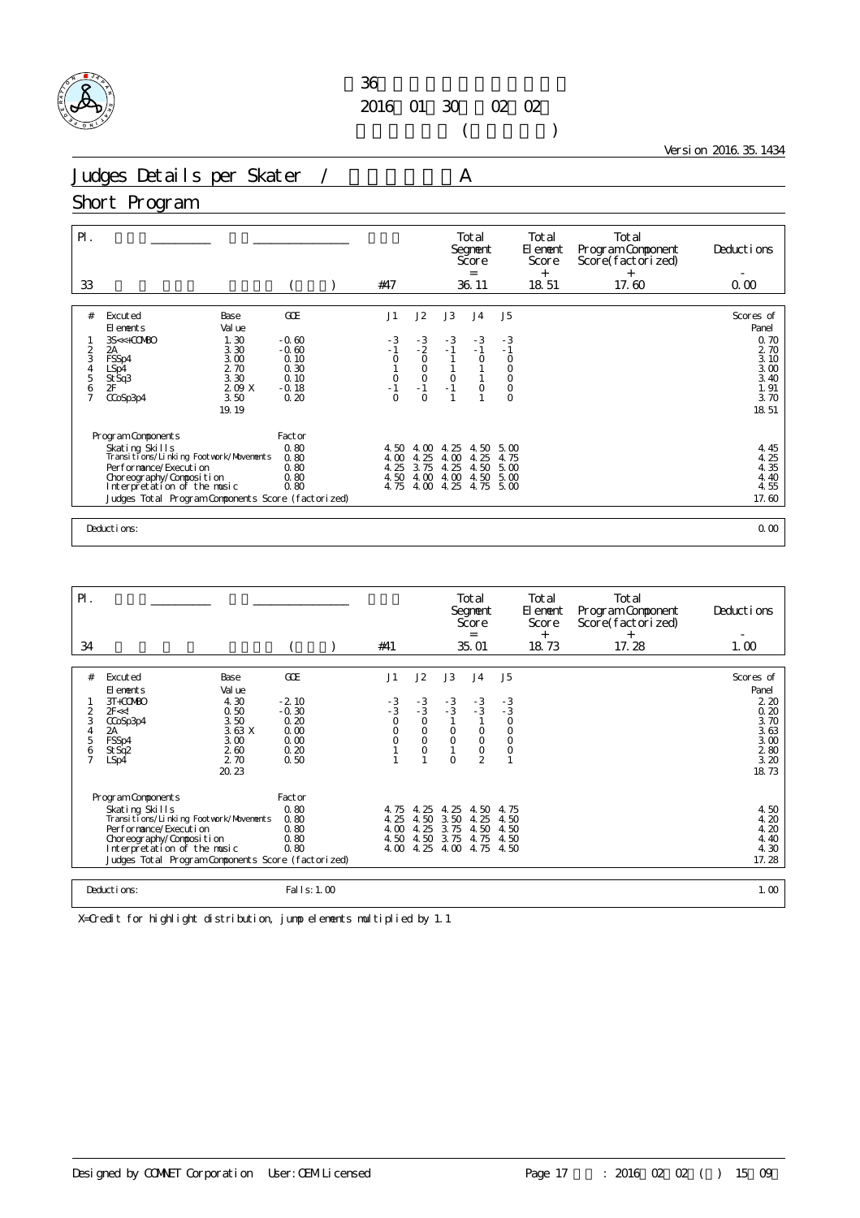第36回 ... 
2016年01月30日～02月02日

Version 2016.35.1434

# Judges Details per Skater / A

## Short Program

| Pl. | | | | Total Segment Score | Total Element Score | Total Program Component Score (factorized) | Deductions |
|---|---|---|---|---|---|---|---|
| | | | | = | + | + | - |
| 33 | | ( ) | #47 | 36.11 | 18.51 | 17.60 | 0.00 |

| # | Excuted Elements | Base Value | GOE | J1 | J2 | J3 | J4 | J5 | Scores of Panel |
|---|---|---|---|---|---|---|---|---|---|
| 1 | 3S<<+COMBO | 1.30 | -0.60 | -3 | -3 | -3 | -3 | -3 | 0.70 |
| 2 | 2A | 3.30 | -0.60 | -1 | -2 | -1 | -1 | -1 | 2.70 |
| 3 | FSSp4 | 3.00 | 0.10 | 0 | 0 | 1 | 0 | 0 | 3.10 |
| 4 | LSp4 | 2.70 | 0.30 | 1 | 0 | 1 | 1 | 0 | 3.00 |
| 5 | StSq3 | 3.30 | 0.10 | 0 | 0 | 0 | 1 | 0 | 3.40 |
| 6 | 2F | 2.09 X | -0.18 | -1 | -1 | -1 | 0 | 0 | 1.91 |
| 7 | CCoSp3p4 | 3.50 | 0.20 | 0 | 0 | 1 | 1 | 0 | 3.70 |
| | | 19.19 | | | | | | | 18.51 |

| Program Components | Factor | J1 | J2 | J3 | J4 | J5 | |
|---|---|---|---|---|---|---|---|
| Skating Skills | 0.80 | 4.50 | 4.00 | 4.25 | 4.50 | 5.00 | 4.45 |
| Transitions/Linking Footwork/Movements | 0.80 | 4.00 | 4.25 | 4.00 | 4.25 | 4.75 | 4.25 |
| Performance/Execution | 0.80 | 4.25 | 3.75 | 4.25 | 4.50 | 5.00 | 4.35 |
| Choreography/Composition | 0.80 | 4.50 | 4.00 | 4.00 | 4.50 | 5.00 | 4.40 |
| Interpretation of the music | 0.80 | 4.75 | 4.00 | 4.25 | 4.75 | 5.00 | 4.55 |
| Judges Total Program Components Score (factorized) | | | | | | | 17.60 |

Deductions: 0.00

| Pl. | | | | Total Segment Score | Total Element Score | Total Program Component Score (factorized) | Deductions |
|---|---|---|---|---|---|---|---|
| | | | | = | + | + | - |
| 34 | | ( ) | #41 | 35.01 | 18.73 | 17.28 | 1.00 |

| # | Excuted Elements | Base Value | GOE | J1 | J2 | J3 | J4 | J5 | Scores of Panel |
|---|---|---|---|---|---|---|---|---|---|
| 1 | 3T+COMBO | 4.30 | -2.10 | -3 | -3 | -3 | -3 | -3 | 2.20 |
| 2 | 2F<<! | 0.50 | -0.30 | -3 | -3 | -3 | -3 | -3 | 0.20 |
| 3 | CCoSp3p4 | 3.50 | 0.20 | 0 | 0 | 1 | 1 | 0 | 3.70 |
| 4 | 2A | 3.63 X | 0.00 | 0 | 0 | 0 | 0 | 0 | 3.63 |
| 5 | FSSp4 | 3.00 | 0.00 | 0 | 0 | 0 | 0 | 0 | 3.00 |
| 6 | StSq2 | 2.60 | 0.20 | 1 | 0 | 1 | 0 | 0 | 2.80 |
| 7 | LSp4 | 2.70 | 0.50 | 1 | 1 | 0 | 2 | 1 | 3.20 |
| | | 20.23 | | | | | | | 18.73 |

| Program Components | Factor | J1 | J2 | J3 | J4 | J5 | |
|---|---|---|---|---|---|---|---|
| Skating Skills | 0.80 | 4.75 | 4.25 | 4.25 | 4.50 | 4.75 | 4.50 |
| Transitions/Linking Footwork/Movements | 0.80 | 4.25 | 4.50 | 3.50 | 4.25 | 4.50 | 4.20 |
| Performance/Execution | 0.80 | 4.00 | 4.25 | 3.75 | 4.50 | 4.50 | 4.20 |
| Choreography/Composition | 0.80 | 4.50 | 4.50 | 3.75 | 4.75 | 4.50 | 4.40 |
| Interpretation of the music | 0.80 | 4.00 | 4.25 | 4.00 | 4.75 | 4.50 | 4.30 |
| Judges Total Program Components Score (factorized) | | | | | | | 17.28 |

Deductions: Falls: 1.00 — 1.00

X=Credit for highlight distribution, jump elements multiplied by 1.1

Designed by COMNET Corporation User: OEM Licensed　　Page 17　　: 2016 02 02 ( ) 15 09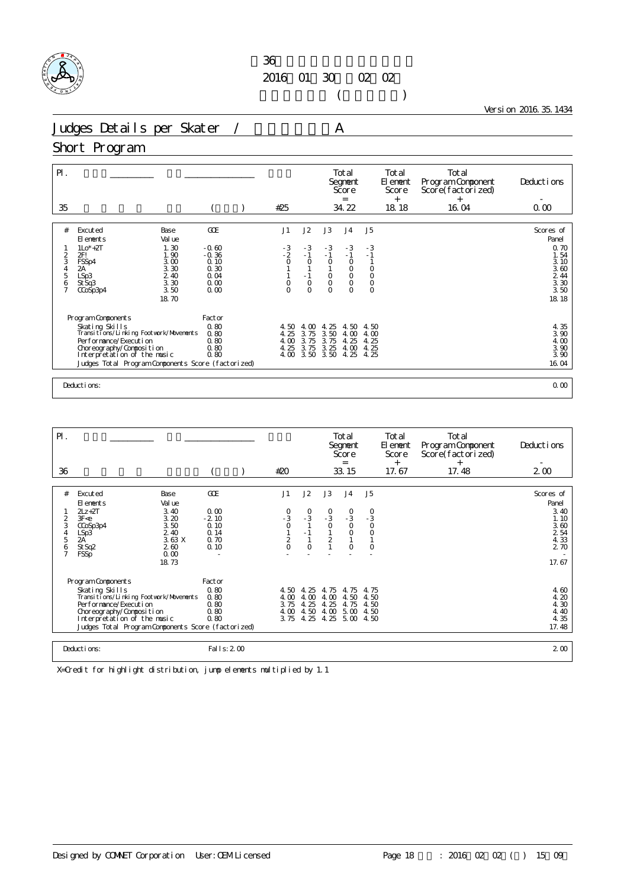第36回

2016年01月30日～02月02日

( )

Version 2016.35.1434

# Judges Details per Skater / A

## Short Program

| Pl. | | | | | Total Segment Score = | Total Element Score + | Total Program Component Score(factorized) + | Deductions - |
|---|---|---|---|---|---|---|---|---|
| 35 | | ( ) | | #25 | 34.22 | 18.18 | 16.04 | 0.00 |

| # | Excuted Elements | Base Value | GOE | J1 | J2 | J3 | J4 | J5 | Scores of Panel |
|---|---|---|---|---|---|---|---|---|---|
| 1 | 1Lo*+2T | 1.30 | -0.60 | -3 | -3 | -3 | -3 | -3 | 0.70 |
| 2 | 2F! | 1.90 | -0.36 | -2 | -1 | -1 | -1 | -1 | 1.54 |
| 3 | FSSp4 | 3.00 | 0.10 | 0 | 0 | 0 | 0 | 1 | 3.10 |
| 4 | 2A | 3.30 | 0.30 | 1 | 1 | 1 | 0 | 0 | 3.60 |
| 5 | LSp3 | 2.40 | 0.04 | 1 | -1 | 0 | 0 | 0 | 2.44 |
| 6 | StSq3 | 3.30 | 0.00 | 0 | 0 | 0 | 0 | 0 | 3.30 |
| 7 | CCoSp3p4 | 3.50 | 0.00 | 0 | 0 | 0 | 0 | 0 | 3.50 |
| | | 18.70 | | | | | | | 18.18 |

| Program Components | Factor | J1 | J2 | J3 | J4 | J5 | |
|---|---|---|---|---|---|---|---|
| Skating Skills | 0.80 | 4.50 | 4.00 | 4.25 | 4.50 | 4.50 | 4.35 |
| Transitions/Linking Footwork/Movements | 0.80 | 4.25 | 3.75 | 3.50 | 4.00 | 4.00 | 3.90 |
| Performance/Execution | 0.80 | 4.00 | 3.75 | 3.75 | 4.25 | 4.25 | 4.00 |
| Choreography/Composition | 0.80 | 4.25 | 3.75 | 3.25 | 4.00 | 4.25 | 3.90 |
| Interpretation of the music | 0.80 | 4.00 | 3.50 | 3.50 | 4.25 | 4.25 | 3.90 |
| Judges Total Program Components Score (factorized) | | | | | | | 16.04 |

Deductions: 0.00

| Pl. | | | | | Total Segment Score = | Total Element Score + | Total Program Component Score(factorized) + | Deductions - |
|---|---|---|---|---|---|---|---|---|
| 36 | | ( ) | | #20 | 33.15 | 17.67 | 17.48 | 2.00 |

| # | Excuted Elements | Base Value | GOE | J1 | J2 | J3 | J4 | J5 | Scores of Panel |
|---|---|---|---|---|---|---|---|---|---|
| 1 | 2Lz+2T | 3.40 | 0.00 | 0 | 0 | 0 | 0 | 0 | 3.40 |
| 2 | 3F<e | 3.20 | -2.10 | -3 | -3 | -3 | -3 | -3 | 1.10 |
| 3 | CCoSp3p4 | 3.50 | 0.10 | 0 | 1 | 0 | 0 | 0 | 3.60 |
| 4 | LSp3 | 2.40 | 0.14 | 1 | -1 | 1 | 0 | 0 | 2.54 |
| 5 | 2A | 3.63 X | 0.70 | 2 | 1 | 2 | 1 | 1 | 4.33 |
| 6 | StSq2 | 2.60 | 0.10 | 0 | 0 | 1 | 0 | 0 | 2.70 |
| 7 | FSSp | 0.00 | - | - | - | - | - | - | - |
| | | 18.73 | | | | | | | 17.67 |

| Program Components | Factor | J1 | J2 | J3 | J4 | J5 | |
|---|---|---|---|---|---|---|---|
| Skating Skills | 0.80 | 4.50 | 4.25 | 4.75 | 4.75 | 4.75 | 4.60 |
| Transitions/Linking Footwork/Movements | 0.80 | 4.00 | 4.00 | 4.00 | 4.50 | 4.50 | 4.20 |
| Performance/Execution | 0.80 | 3.75 | 4.25 | 4.25 | 4.75 | 4.50 | 4.30 |
| Choreography/Composition | 0.80 | 4.00 | 4.50 | 4.00 | 5.00 | 4.50 | 4.40 |
| Interpretation of the music | 0.80 | 3.75 | 4.25 | 4.25 | 5.00 | 4.50 | 4.35 |
| Judges Total Program Components Score (factorized) | | | | | | | 17.48 |

Deductions: Falls: 2.00 — 2.00

X=Credit for highlight distribution, jump elements multiplied by 1.1

Designed by COMNET Corporation User: OEM Licensed Page 18 : 2016 02 02 ( ) 15 09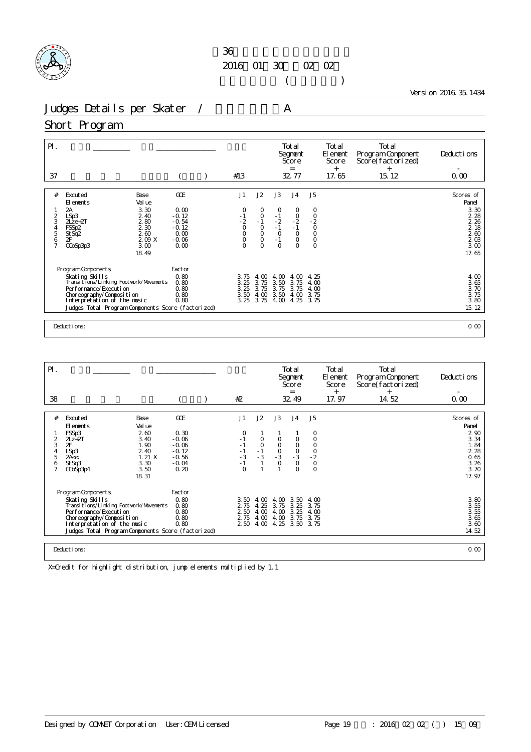第36回

2016年01月30日～02月02日

(　　　)

Version 2016.35.1434

# Judges Details per Skater / 　　　　A

## Short Program

| Pl. | | | | Total Segment Score = | Total Element Score + | Total Program Component Score (factorized) + | Deductions - |
|---|---|---|---|---|---|---|---|
| 37 | | ( ) | #13 | 32.77 | 17.65 | 15.12 | 0.00 |

| # | Excuted Elements | Base Value | GOE | J1 | J2 | J3 | J4 | J5 | Scores of Panel |
|---|---|---|---|---|---|---|---|---|---|
| 1 | 2A | 3.30 | 0.00 | 0 | 0 | 0 | 0 | 0 | 3.30 |
| 2 | LSp3 | 2.40 | -0.12 | -1 | 0 | -1 | 0 | 0 | 2.28 |
| 3 | 2Lze+2T | 2.80 | -0.54 | -2 | -1 | -2 | -2 | -2 | 2.26 |
| 4 | FSSp2 | 2.30 | -0.12 | 0 | 0 | -1 | -1 | 0 | 2.18 |
| 5 | StSq2 | 2.60 | 0.00 | 0 | 0 | 0 | 0 | 0 | 2.60 |
| 6 | 2F | 2.09 X | -0.06 | 0 | 0 | -1 | 0 | 0 | 2.03 |
| 7 | CCoSp3p3 | 3.00 | 0.00 | 0 | 0 | 0 | 0 | 0 | 3.00 |
| | | 18.49 | | | | | | | 17.65 |

| Program Components | Factor | J1 | J2 | J3 | J4 | J5 | |
|---|---|---|---|---|---|---|---|
| Skating Skills | 0.80 | 3.75 | 4.00 | 4.00 | 4.00 | 4.25 | 4.00 |
| Transitions/Linking Footwork/Movements | 0.80 | 3.25 | 3.75 | 3.50 | 3.75 | 4.00 | 3.65 |
| Performance/Execution | 0.80 | 3.25 | 3.75 | 3.75 | 3.75 | 4.00 | 3.70 |
| Choreography/Composition | 0.80 | 3.50 | 4.00 | 3.50 | 4.00 | 3.75 | 3.75 |
| Interpretation of the music | 0.80 | 3.25 | 3.75 | 4.00 | 4.25 | 3.75 | 3.80 |
| Judges Total Program Components Score (factorized) | | | | | | | 15.12 |

Deductions: 0.00

| Pl. | | | | Total Segment Score = | Total Element Score + | Total Program Component Score (factorized) + | Deductions - |
|---|---|---|---|---|---|---|---|
| 38 | | ( ) | #2 | 32.49 | 17.97 | 14.52 | 0.00 |

| # | Excuted Elements | Base Value | GOE | J1 | J2 | J3 | J4 | J5 | Scores of Panel |
|---|---|---|---|---|---|---|---|---|---|
| 1 | FSSp3 | 2.60 | 0.30 | 0 | 1 | 1 | 1 | 0 | 2.90 |
| 2 | 2Lz+2T | 3.40 | -0.06 | -1 | 0 | 0 | 0 | 0 | 3.34 |
| 3 | 2F | 1.90 | -0.06 | -1 | 0 | 0 | 0 | 0 | 1.84 |
| 4 | LSp3 | 2.40 | -0.12 | -1 | -1 | 0 | 0 | 0 | 2.28 |
| 5 | 2A<< | 1.21 X | -0.56 | -3 | -3 | -3 | -3 | -2 | 0.65 |
| 6 | StSq3 | 3.30 | -0.04 | -1 | 1 | 0 | 0 | 0 | 3.26 |
| 7 | CCoSp3p4 | 3.50 | 0.20 | 0 | 1 | 1 | 0 | 0 | 3.70 |
| | | 18.31 | | | | | | | 17.97 |

| Program Components | Factor | J1 | J2 | J3 | J4 | J5 | |
|---|---|---|---|---|---|---|---|
| Skating Skills | 0.80 | 3.50 | 4.00 | 4.00 | 3.50 | 4.00 | 3.80 |
| Transitions/Linking Footwork/Movements | 0.80 | 2.75 | 4.25 | 3.75 | 3.25 | 3.75 | 3.55 |
| Performance/Execution | 0.80 | 2.50 | 4.00 | 4.00 | 3.25 | 4.00 | 3.55 |
| Choreography/Composition | 0.80 | 2.75 | 4.00 | 4.00 | 3.75 | 3.75 | 3.65 |
| Interpretation of the music | 0.80 | 2.50 | 4.00 | 4.25 | 3.50 | 3.75 | 3.60 |
| Judges Total Program Components Score (factorized) | | | | | | | 14.52 |

Deductions: 0.00

X=Credit for highlight distribution, jump elements multiplied by 1.1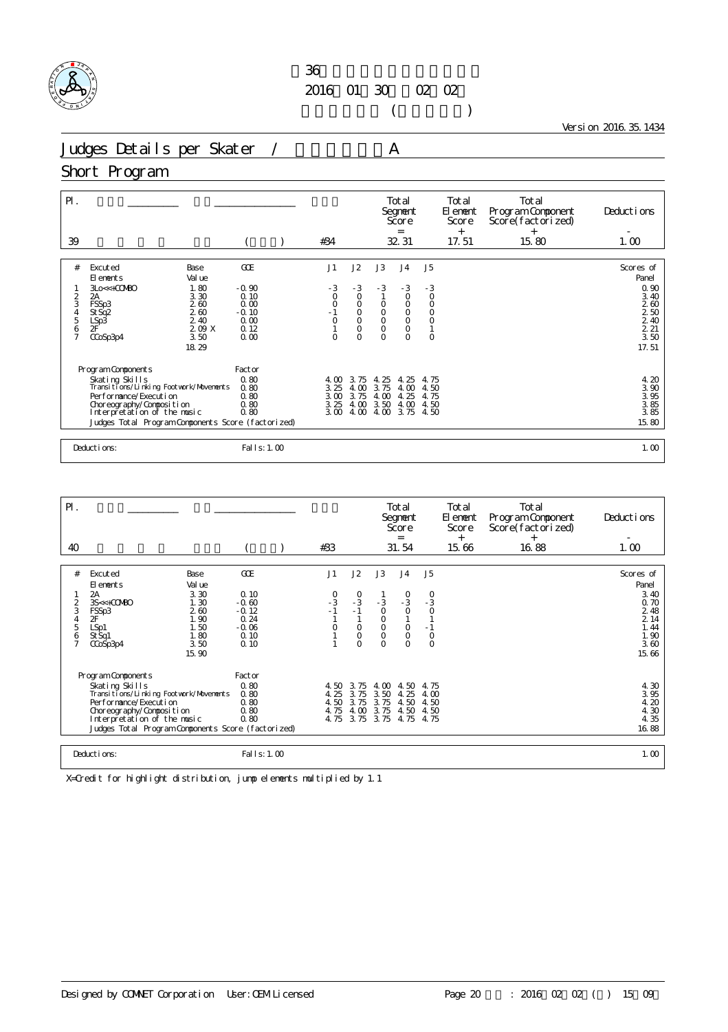第36回

2016年01月30日～02月02日

( )

Version 2016.35.1434

# Judges Details per Skater / A

## Short Program

| Pl. | | | | | Total Segment Score = | Total Element Score + | Total Program Component Score(factorized) + | Deductions - |
|---|---|---|---|---|---|---|---|---|
| 39 | | | ( ) | #34 | 32.31 | 17.51 | 15.80 | 1.00 |

| # | Executed Elements | Base Value | GOE | J1 | J2 | J3 | J4 | J5 | Scores of Panel |
|---|---|---|---|---|---|---|---|---|---|
| 1 | 3Lo<<+COMBO | 1.80 | -0.90 | -3 | -3 | -3 | -3 | -3 | 0.90 |
| 2 | 2A | 3.30 | 0.10 | 0 | 0 | 1 | 0 | 0 | 3.40 |
| 3 | FSSp3 | 2.60 | 0.00 | 0 | 0 | 0 | 0 | 0 | 2.60 |
| 4 | StSq2 | 2.60 | -0.10 | -1 | 0 | 0 | 0 | 0 | 2.50 |
| 5 | LSp3 | 2.40 | 0.00 | 0 | 0 | 0 | 0 | 0 | 2.40 |
| 6 | 2F | 2.09 X | 0.12 | 1 | 0 | 0 | 0 | 1 | 2.21 |
| 7 | CCoSp3p4 | 3.50 | 0.00 | 0 | 0 | 0 | 0 | 0 | 3.50 |
| | | 18.29 | | | | | | | 17.51 |

| Program Components | Factor | J1 | J2 | J3 | J4 | J5 | |
|---|---|---|---|---|---|---|---|
| Skating Skills | 0.80 | 4.00 | 3.75 | 4.25 | 4.25 | 4.75 | 4.20 |
| Transitions/Linking Footwork/Movements | 0.80 | 3.25 | 4.00 | 3.75 | 4.00 | 4.50 | 3.90 |
| Performance/Execution | 0.80 | 3.00 | 3.75 | 4.00 | 4.25 | 4.75 | 3.95 |
| Choreography/Composition | 0.80 | 3.25 | 4.00 | 3.50 | 4.00 | 4.50 | 3.85 |
| Interpretation of the music | 0.80 | 3.00 | 4.00 | 4.00 | 3.75 | 4.50 | 3.85 |
| Judges Total Program Components Score (factorized) | | | | | | | 15.80 |

| Deductions: | Falls: 1.00 | 1.00 |
|---|---|---|

| Pl. | | | | | Total Segment Score = | Total Element Score + | Total Program Component Score(factorized) + | Deductions - |
|---|---|---|---|---|---|---|---|---|
| 40 | | | ( ) | #33 | 31.54 | 15.66 | 16.88 | 1.00 |

| # | Executed Elements | Base Value | GOE | J1 | J2 | J3 | J4 | J5 | Scores of Panel |
|---|---|---|---|---|---|---|---|---|---|
| 1 | 2A | 3.30 | 0.10 | 0 | 0 | 1 | 0 | 0 | 3.40 |
| 2 | 3S<<+COMBO | 1.30 | -0.60 | -3 | -3 | -3 | -3 | -3 | 0.70 |
| 3 | FSSp3 | 2.60 | -0.12 | -1 | -1 | 0 | 0 | 0 | 2.48 |
| 4 | 2F | 1.90 | 0.24 | 1 | 1 | 0 | 1 | 1 | 2.14 |
| 5 | LSp1 | 1.50 | -0.06 | 0 | 0 | 0 | 0 | -1 | 1.44 |
| 6 | StSq1 | 1.80 | 0.10 | 1 | 0 | 0 | 0 | 0 | 1.90 |
| 7 | CCoSp3p4 | 3.50 | 0.10 | 1 | 0 | 0 | 0 | 0 | 3.60 |
| | | 15.90 | | | | | | | 15.66 |

| Program Components | Factor | J1 | J2 | J3 | J4 | J5 | |
|---|---|---|---|---|---|---|---|
| Skating Skills | 0.80 | 4.50 | 3.75 | 4.00 | 4.50 | 4.75 | 4.30 |
| Transitions/Linking Footwork/Movements | 0.80 | 4.25 | 3.75 | 3.50 | 4.25 | 4.00 | 3.95 |
| Performance/Execution | 0.80 | 4.50 | 3.75 | 3.75 | 4.50 | 4.50 | 4.20 |
| Choreography/Composition | 0.80 | 4.75 | 4.00 | 3.75 | 4.50 | 4.50 | 4.30 |
| Interpretation of the music | 0.80 | 4.75 | 3.75 | 3.75 | 4.75 | 4.75 | 4.35 |
| Judges Total Program Components Score (factorized) | | | | | | | 16.88 |

| Deductions: | Falls: 1.00 | 1.00 |
|---|---|---|

X=Credit for highlight distribution, jump elements multiplied by 1.1

Designed by COMNET Corporation User:OEM Licensed : 2016年02月02日( ) 15時09分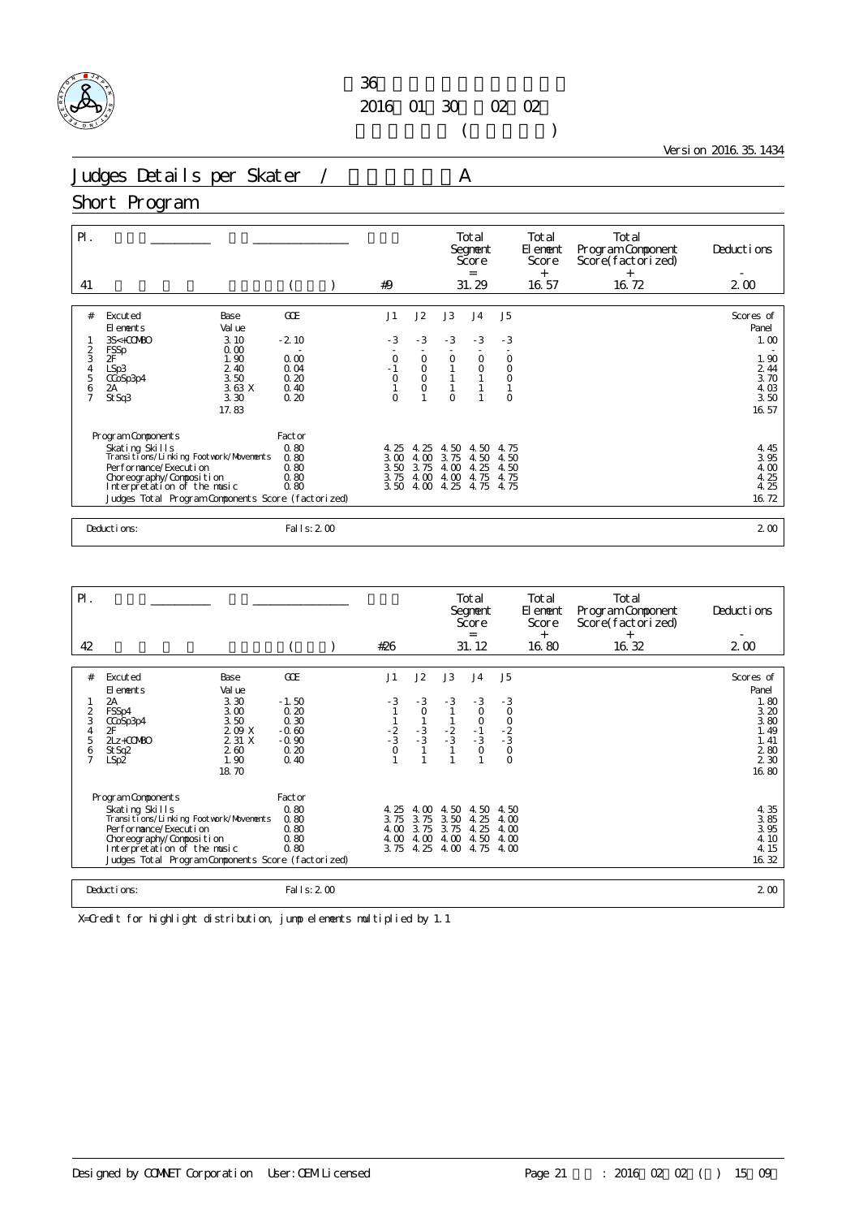第36回 ...

2016年01月30日～02月02日

( )

Version 2016.35.1434

# Judges Details per Skater / A

## Short Program

| Pl. | | | | Total Segment Score = | Total Element Score + | Total Program Component Score(factorized) + | Deductions - |
|---|---|---|---|---|---|---|---|
| 41 | | ( ) | #9 | 31.29 | 16.57 | 16.72 | 2.00 |

| # | Excuted Elements | Base Value | GOE | J1 | J2 | J3 | J4 | J5 | Scores of Panel |
|---|---|---|---|---|---|---|---|---|---|
| 1 | 3S<+COMBO | 3.10 | -2.10 | -3 | -3 | -3 | -3 | -3 | 1.00 |
| 2 | FSSp | 0.00 | - | - | - | - | - | - | - |
| 3 | 2F | 1.90 | 0.00 | 0 | 0 | 0 | 0 | 0 | 1.90 |
| 4 | LSp3 | 2.40 | 0.04 | -1 | 0 | 1 | 0 | 0 | 2.44 |
| 5 | CCoSp3p4 | 3.50 | 0.20 | 0 | 0 | 1 | 1 | 0 | 3.70 |
| 6 | 2A | 3.63 X | 0.40 | 1 | 0 | 1 | 1 | 1 | 4.03 |
| 7 | StSq3 | 3.30 | 0.20 | 0 | 1 | 0 | 1 | 0 | 3.50 |
| | | 17.83 | | | | | | | 16.57 |

| Program Components | Factor | J1 | J2 | J3 | J4 | J5 | |
|---|---|---|---|---|---|---|---|
| Skating Skills | 0.80 | 4.25 | 4.25 | 4.50 | 4.50 | 4.75 | 4.45 |
| Transitions/Linking Footwork/Movements | 0.80 | 3.00 | 4.00 | 3.75 | 4.50 | 4.50 | 3.95 |
| Performance/Execution | 0.80 | 3.50 | 3.75 | 4.00 | 4.25 | 4.50 | 4.00 |
| Choreography/Composition | 0.80 | 3.75 | 4.00 | 4.00 | 4.75 | 4.75 | 4.25 |
| Interpretation of the music | 0.80 | 3.50 | 4.00 | 4.25 | 4.75 | 4.75 | 4.25 |
| Judges Total Program Components Score (factorized) | | | | | | | 16.72 |

Deductions: Falls: 2.00 — 2.00

| Pl. | | | | Total Segment Score = | Total Element Score + | Total Program Component Score(factorized) + | Deductions - |
|---|---|---|---|---|---|---|---|
| 42 | | ( ) | #26 | 31.12 | 16.80 | 16.32 | 2.00 |

| # | Excuted Elements | Base Value | GOE | J1 | J2 | J3 | J4 | J5 | Scores of Panel |
|---|---|---|---|---|---|---|---|---|---|
| 1 | 2A | 3.30 | -1.50 | -3 | -3 | -3 | -3 | -3 | 1.80 |
| 2 | FSSp4 | 3.00 | 0.20 | 1 | 0 | 1 | 0 | 0 | 3.20 |
| 3 | CCoSp3p4 | 3.50 | 0.30 | 1 | 1 | 1 | 0 | 0 | 3.80 |
| 4 | 2F | 2.09 X | -0.60 | -2 | -3 | -2 | -1 | -2 | 1.49 |
| 5 | 2Lz+COMBO | 2.31 X | -0.90 | -3 | -3 | -3 | -3 | -3 | 1.41 |
| 6 | StSq2 | 2.60 | 0.20 | 0 | 1 | 1 | 0 | 0 | 2.80 |
| 7 | LSp2 | 1.90 | 0.40 | 1 | 1 | 1 | 1 | 0 | 2.30 |
| | | 18.70 | | | | | | | 16.80 |

| Program Components | Factor | J1 | J2 | J3 | J4 | J5 | |
|---|---|---|---|---|---|---|---|
| Skating Skills | 0.80 | 4.25 | 4.00 | 4.50 | 4.50 | 4.50 | 4.35 |
| Transitions/Linking Footwork/Movements | 0.80 | 3.75 | 3.75 | 3.50 | 4.25 | 4.00 | 3.85 |
| Performance/Execution | 0.80 | 4.00 | 3.75 | 3.75 | 4.25 | 4.00 | 3.95 |
| Choreography/Composition | 0.80 | 4.00 | 4.00 | 4.00 | 4.50 | 4.00 | 4.10 |
| Interpretation of the music | 0.80 | 3.75 | 4.25 | 4.00 | 4.75 | 4.00 | 4.15 |
| Judges Total Program Components Score (factorized) | | | | | | | 16.32 |

Deductions: Falls: 2.00 — 2.00

X=Credit for highlight distribution, jump elements multiplied by 1.1

Designed by COMNET Corporation User: OEM Licensed Page 21 : 2016 02 02 ( ) 15 09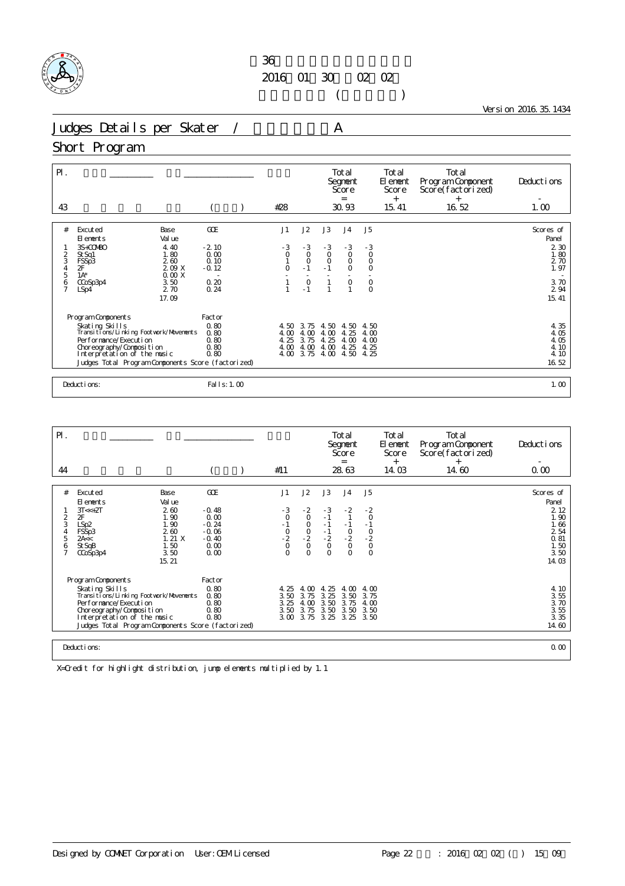第36回全日本フィギュアスケートジュニア選手権大会
2016年01月30日～02月02日
（ ）

Version 2016.35.1434

# Judges Details per Skater / ジュニア女子A

## Short Program

| Pl. | 選手名 | 所属 | 滑走順 | Total Segment Score = | Total Element Score + | Total Program Component Score (factorized) + | Deductions - |
|---|---|---|---|---|---|---|---|
| 43 | | ( ) | #28 | 30.93 | 15.41 | 16.52 | 1.00 |

| # | Excuted Elements | Base Value | GOE | J1 | J2 | J3 | J4 | J5 | Scores of Panel |
|---|---|---|---|---|---|---|---|---|---|
| 1 | 3S+COMBO | 4.40 | -2.10 | -3 | -3 | -3 | -3 | -3 | 2.30 |
| 2 | StSq1 | 1.80 | 0.00 | 0 | 0 | 0 | 0 | 0 | 1.80 |
| 3 | FSSp3 | 2.60 | 0.10 | 1 | 0 | 0 | 0 | 0 | 2.70 |
| 4 | 2F | 2.09 X | -0.12 | 0 | -1 | -1 | 0 | 0 | 1.97 |
| 5 | 1A* | 0.00 X | - | - | - | - | - | - | - |
| 6 | CCoSp3p4 | 3.50 | 0.20 | 1 | 0 | 1 | 0 | 0 | 3.70 |
| 7 | LSp4 | 2.70 | 0.24 | 1 | -1 | 1 | 1 | 0 | 2.94 |
| | | 17.09 | | | | | | | 15.41 |

| Program Components | Factor | J1 | J2 | J3 | J4 | J5 | |
|---|---|---|---|---|---|---|---|
| Skating Skills | 0.80 | 4.50 | 3.75 | 4.50 | 4.50 | 4.50 | 4.35 |
| Transitions/Linking Footwork/Movements | 0.80 | 4.00 | 4.00 | 4.00 | 4.25 | 4.00 | 4.05 |
| Performance/Execution | 0.80 | 4.25 | 3.75 | 4.25 | 4.00 | 4.00 | 4.05 |
| Choreography/Composition | 0.80 | 4.00 | 4.00 | 4.00 | 4.25 | 4.25 | 4.10 |
| Interpretation of the music | 0.80 | 4.00 | 3.75 | 4.00 | 4.50 | 4.25 | 4.10 |
| Judges Total Program Components Score (factorized) | | | | | | | 16.52 |

Deductions: Falls: 1.00 — 1.00

| Pl. | 選手名 | 所属 | 滑走順 | Total Segment Score = | Total Element Score + | Total Program Component Score (factorized) + | Deductions - |
|---|---|---|---|---|---|---|---|
| 44 | | ( ) | #11 | 28.63 | 14.03 | 14.60 | 0.00 |

| # | Excuted Elements | Base Value | GOE | J1 | J2 | J3 | J4 | J5 | Scores of Panel |
|---|---|---|---|---|---|---|---|---|---|
| 1 | 3T<<+2T | 2.60 | -0.48 | -3 | -2 | -3 | -2 | -2 | 2.12 |
| 2 | 2F | 1.90 | 0.00 | 0 | 0 | -1 | 1 | 0 | 1.90 |
| 3 | LSp2 | 1.90 | -0.24 | -1 | 0 | -1 | -1 | -1 | 1.66 |
| 4 | FSSp3 | 2.60 | -0.06 | 0 | 0 | -1 | 0 | 0 | 2.54 |
| 5 | 2A<< | 1.21 X | -0.40 | -2 | -2 | -2 | -2 | -2 | 0.81 |
| 6 | StSqB | 1.50 | 0.00 | 0 | 0 | 0 | 0 | 0 | 1.50 |
| 7 | CCoSp3p4 | 3.50 | 0.00 | 0 | 0 | 0 | 0 | 0 | 3.50 |
| | | 15.21 | | | | | | | 14.03 |

| Program Components | Factor | J1 | J2 | J3 | J4 | J5 | |
|---|---|---|---|---|---|---|---|
| Skating Skills | 0.80 | 4.25 | 4.00 | 4.25 | 4.00 | 4.00 | 4.10 |
| Transitions/Linking Footwork/Movements | 0.80 | 3.50 | 3.75 | 3.25 | 3.50 | 3.75 | 3.55 |
| Performance/Execution | 0.80 | 3.25 | 4.00 | 3.50 | 3.75 | 4.00 | 3.70 |
| Choreography/Composition | 0.80 | 3.50 | 3.75 | 3.50 | 3.50 | 3.50 | 3.55 |
| Interpretation of the music | 0.80 | 3.00 | 3.75 | 3.25 | 3.25 | 3.50 | 3.35 |
| Judges Total Program Components Score (factorized) | | | | | | | 14.60 |

Deductions: 0.00

X=Credit for highlight distribution, jump elements multiplied by 1.1

Designed by COMNET Corporation User: OEM Licensed Page 22 : 2016 02 02 ( ) 15 09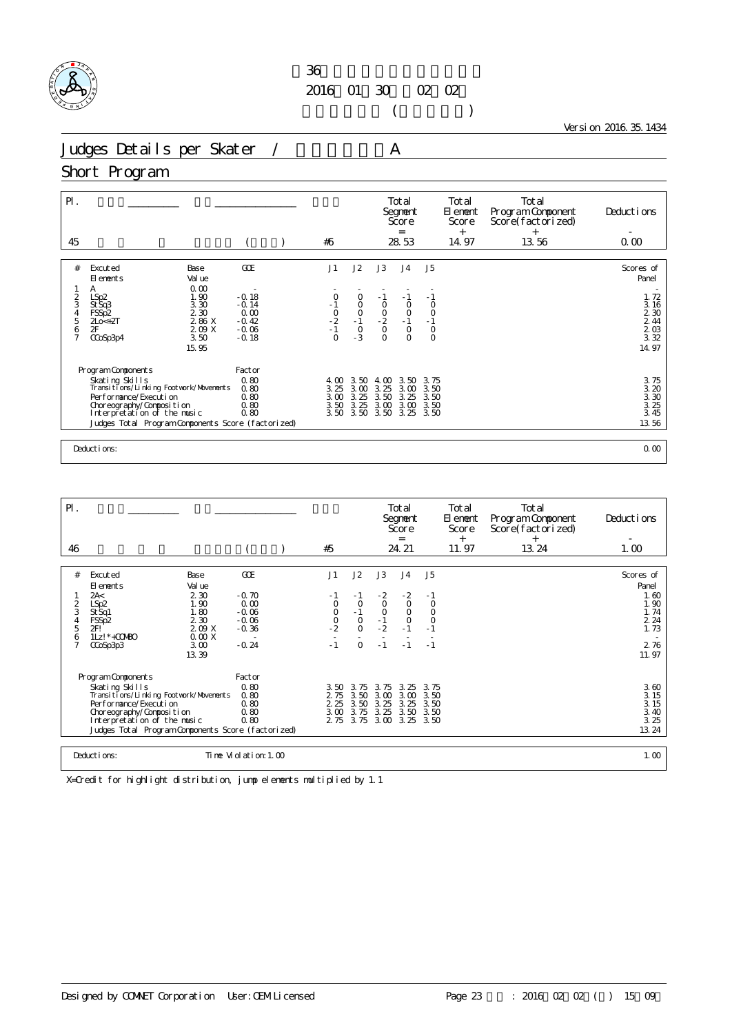第36回…

2016年01月30日～02月02日

(　　　)

Version 2016.35.1434

# Judges Details per Skater / A

## Short Program

| Pl. | | | | Total Segment Score = | Total Element Score + | Total Program Component Score(factorized) + | Deductions - |
|---|---|---|---|---|---|---|---|
| 45 | | ( ) | #6 | 28.53 | 14.97 | 13.56 | 0.00 |

| # | Executed Elements | Base Value | GOE | J1 | J2 | J3 | J4 | J5 | Scores of Panel |
|---|---|---|---|---|---|---|---|---|---|
| 1 | A | 0.00 | - | - | - | - | - | - | - |
| 2 | LSp2 | 1.90 | -0.18 | 0 | 0 | -1 | -1 | -1 | 1.72 |
| 3 | StSq3 | 3.30 | -0.14 | -1 | 0 | 0 | 0 | 0 | 3.16 |
| 4 | FSSp2 | 2.30 | 0.00 | 0 | 0 | 0 | 0 | 0 | 2.30 |
| 5 | 2Lo<+2T | 2.86 X | -0.42 | -2 | -1 | -2 | -1 | -1 | 2.44 |
| 6 | 2F | 2.09 X | -0.06 | -1 | 0 | 0 | 0 | 0 | 2.03 |
| 7 | CCoSp3p4 | 3.50 | -0.18 | 0 | -3 | 0 | 0 | 0 | 3.32 |
| | | 15.95 | | | | | | | 14.97 |

| Program Components | Factor | J1 | J2 | J3 | J4 | J5 | |
|---|---|---|---|---|---|---|---|
| Skating Skills | 0.80 | 4.00 | 3.50 | 4.00 | 3.50 | 3.75 | 3.75 |
| Transitions/Linking Footwork/Movements | 0.80 | 3.25 | 3.00 | 3.25 | 3.00 | 3.50 | 3.20 |
| Performance/Execution | 0.80 | 3.00 | 3.25 | 3.50 | 3.25 | 3.50 | 3.30 |
| Choreography/Composition | 0.80 | 3.50 | 3.25 | 3.00 | 3.00 | 3.50 | 3.25 |
| Interpretation of the music | 0.80 | 3.50 | 3.50 | 3.50 | 3.25 | 3.50 | 3.45 |
| Judges Total Program Components Score (factorized) | | | | | | | 13.56 |

Deductions: 0.00

| Pl. | | | | Total Segment Score = | Total Element Score + | Total Program Component Score(factorized) + | Deductions - |
|---|---|---|---|---|---|---|---|
| 46 | | ( ) | #5 | 24.21 | 11.97 | 13.24 | 1.00 |

| # | Executed Elements | Base Value | GOE | J1 | J2 | J3 | J4 | J5 | Scores of Panel |
|---|---|---|---|---|---|---|---|---|---|
| 1 | 2A< | 2.30 | -0.70 | -1 | -1 | -2 | -2 | -1 | 1.60 |
| 2 | LSp2 | 1.90 | 0.00 | 0 | 0 | 0 | 0 | 0 | 1.90 |
| 3 | StSq1 | 1.80 | -0.06 | 0 | -1 | 0 | 0 | 0 | 1.74 |
| 4 | FSSp2 | 2.30 | -0.06 | 0 | 0 | -1 | 0 | 0 | 2.24 |
| 5 | 2F! | 2.09 X | -0.36 | -2 | 0 | -2 | -1 | -1 | 1.73 |
| 6 | 1Lz!*+COMBO | 0.00 X | - | - | - | - | - | - | - |
| 7 | CCoSp3p3 | 3.00 | -0.24 | -1 | 0 | -1 | -1 | -1 | 2.76 |
| | | 13.39 | | | | | | | 11.97 |

| Program Components | Factor | J1 | J2 | J3 | J4 | J5 | |
|---|---|---|---|---|---|---|---|
| Skating Skills | 0.80 | 3.50 | 3.75 | 3.75 | 3.25 | 3.75 | 3.60 |
| Transitions/Linking Footwork/Movements | 0.80 | 2.75 | 3.50 | 3.00 | 3.00 | 3.50 | 3.15 |
| Performance/Execution | 0.80 | 2.25 | 3.50 | 3.25 | 3.25 | 3.50 | 3.15 |
| Choreography/Composition | 0.80 | 3.00 | 3.75 | 3.25 | 3.50 | 3.50 | 3.40 |
| Interpretation of the music | 0.80 | 2.75 | 3.75 | 3.00 | 3.25 | 3.50 | 3.25 |
| Judges Total Program Components Score (factorized) | | | | | | | 13.24 |

Deductions: Time Violation:1.00 — 1.00

X=Credit for highlight distribution, jump elements multiplied by 1.1